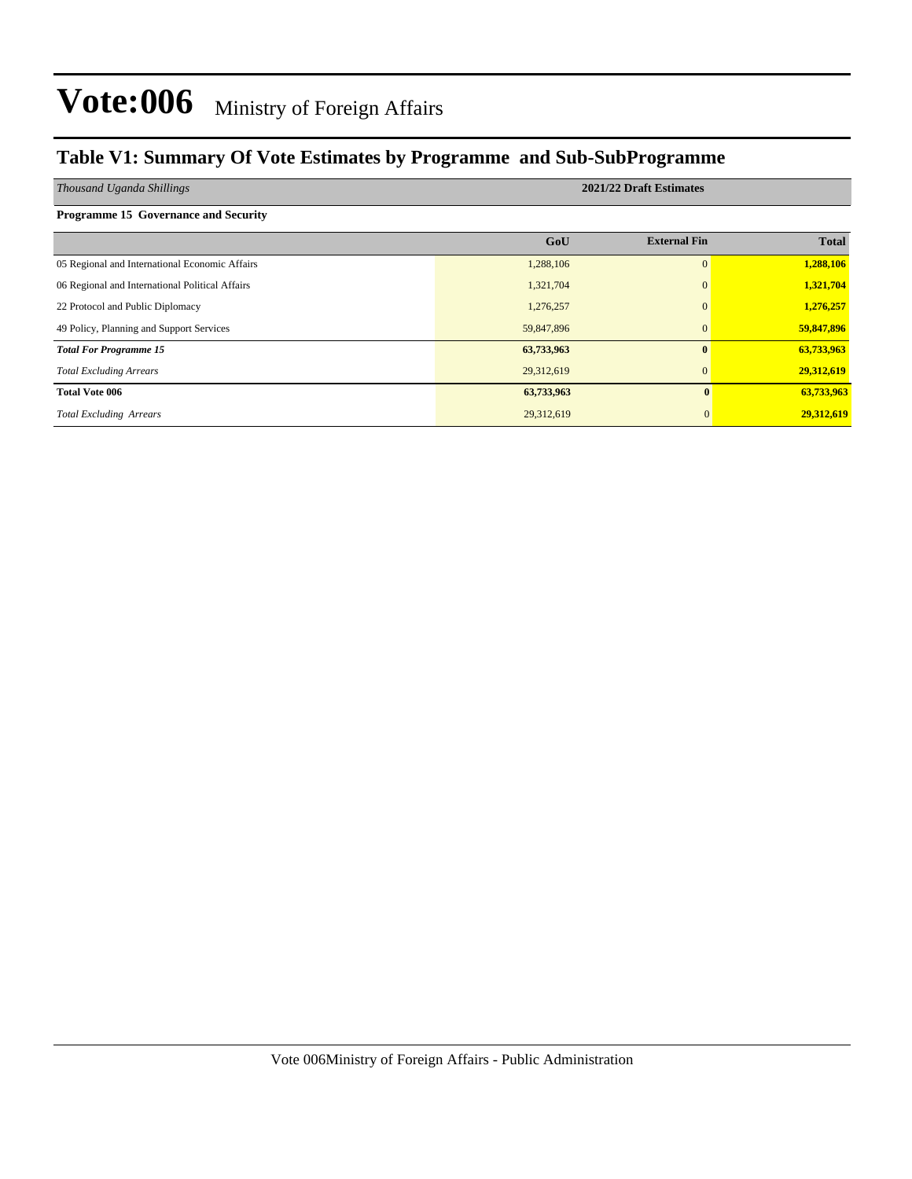# Vote:006 Ministry of Foreign Affairs

## Table V1: Summary Of Vote Estimates by Programme and Sub-SubProgramme

| *Thousand Uganda Shillings* | 2021/22 Draft Estimates | | |
|---|---|---|---|
| **Programme 15 Governance and Security** | | | |
| | **GoU** | **External Fin** | **Total** |
| 05 Regional and International Economic Affairs | 1,288,106 | 0 | **1,288,106** |
| 06 Regional and International Political Affairs | 1,321,704 | 0 | **1,321,704** |
| 22 Protocol and Public Diplomacy | 1,276,257 | 0 | **1,276,257** |
| 49 Policy, Planning and Support Services | 59,847,896 | 0 | **59,847,896** |
| ***Total For Programme 15*** | **63,733,963** | **0** | **63,733,963** |
| *Total Excluding Arrears* | 29,312,619 | 0 | **29,312,619** |
| **Total Vote 006** | **63,733,963** | **0** | **63,733,963** |
| *Total Excluding Arrears* | 29,312,619 | 0 | **29,312,619** |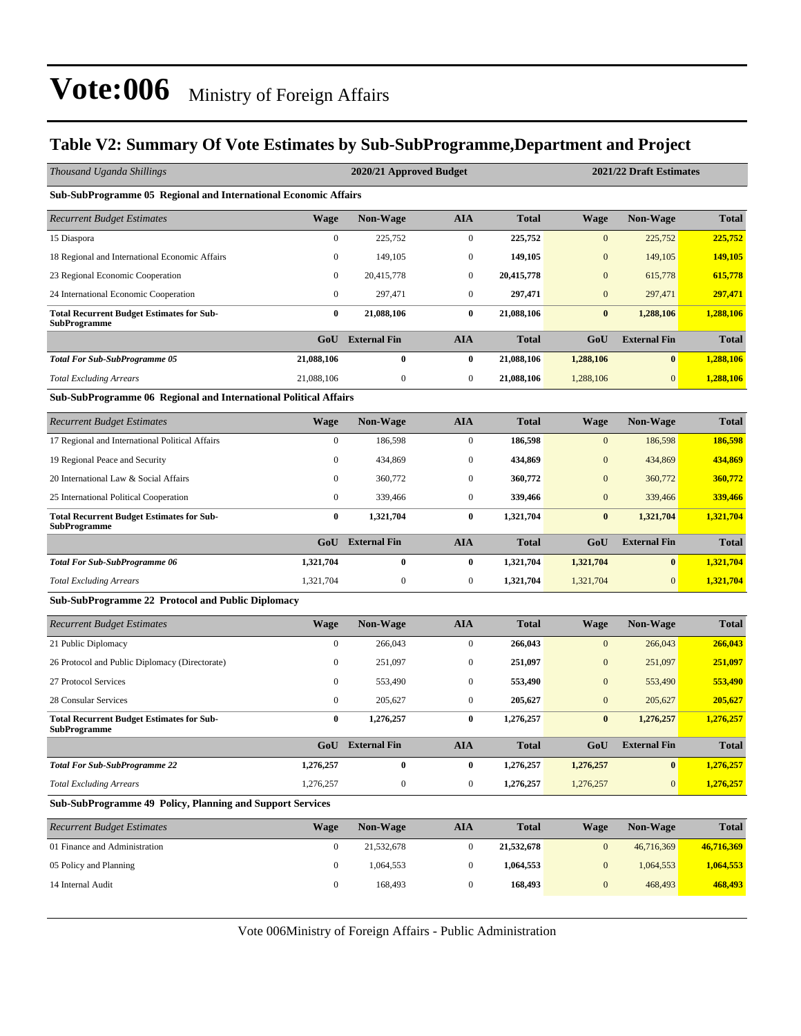# Vote:006 Ministry of Foreign Affairs

## Table V2: Summary Of Vote Estimates by Sub-SubProgramme,Department and Project

| *Thousand Uganda Shillings* | 2020/21 Approved Budget | | | | 2021/22 Draft Estimates | | |
|---|---|---|---|---|---|---|---|
| **Sub-SubProgramme 05 Regional and International Economic Affairs** | | | | | | | |
| *Recurrent Budget Estimates* | **Wage** | **Non-Wage** | **AIA** | **Total** | **Wage** | **Non-Wage** | **Total** |
| 15 Diaspora | 0 | 225,752 | 0 | **225,752** | 0 | 225,752 | **225,752** |
| 18 Regional and International Economic Affairs | 0 | 149,105 | 0 | **149,105** | 0 | 149,105 | **149,105** |
| 23 Regional Economic Cooperation | 0 | 20,415,778 | 0 | **20,415,778** | 0 | 615,778 | **615,778** |
| 24 International Economic Cooperation | 0 | 297,471 | 0 | **297,471** | 0 | 297,471 | **297,471** |
| **Total Recurrent Budget Estimates for Sub-SubProgramme** | **0** | **21,088,106** | **0** | **21,088,106** | **0** | **1,288,106** | **1,288,106** |
| | **GoU** | **External Fin** | **AIA** | **Total** | **GoU** | **External Fin** | **Total** |
| ***Total For Sub-SubProgramme 05*** | **21,088,106** | **0** | **0** | **21,088,106** | **1,288,106** | **0** | **1,288,106** |
| *Total Excluding Arrears* | 21,088,106 | 0 | 0 | **21,088,106** | 1,288,106 | 0 | **1,288,106** |
| **Sub-SubProgramme 06 Regional and International Political Affairs** | | | | | | | |
| *Recurrent Budget Estimates* | **Wage** | **Non-Wage** | **AIA** | **Total** | **Wage** | **Non-Wage** | **Total** |
| 17 Regional and International Political Affairs | 0 | 186,598 | 0 | **186,598** | 0 | 186,598 | **186,598** |
| 19 Regional Peace and Security | 0 | 434,869 | 0 | **434,869** | 0 | 434,869 | **434,869** |
| 20 International Law & Social Affairs | 0 | 360,772 | 0 | **360,772** | 0 | 360,772 | **360,772** |
| 25 International Political Cooperation | 0 | 339,466 | 0 | **339,466** | 0 | 339,466 | **339,466** |
| **Total Recurrent Budget Estimates for Sub-SubProgramme** | **0** | **1,321,704** | **0** | **1,321,704** | **0** | **1,321,704** | **1,321,704** |
| | **GoU** | **External Fin** | **AIA** | **Total** | **GoU** | **External Fin** | **Total** |
| ***Total For Sub-SubProgramme 06*** | **1,321,704** | **0** | **0** | **1,321,704** | **1,321,704** | **0** | **1,321,704** |
| *Total Excluding Arrears* | 1,321,704 | 0 | 0 | **1,321,704** | 1,321,704 | 0 | **1,321,704** |
| **Sub-SubProgramme 22 Protocol and Public Diplomacy** | | | | | | | |
| *Recurrent Budget Estimates* | **Wage** | **Non-Wage** | **AIA** | **Total** | **Wage** | **Non-Wage** | **Total** |
| 21 Public Diplomacy | 0 | 266,043 | 0 | **266,043** | 0 | 266,043 | **266,043** |
| 26 Protocol and Public Diplomacy (Directorate) | 0 | 251,097 | 0 | **251,097** | 0 | 251,097 | **251,097** |
| 27 Protocol Services | 0 | 553,490 | 0 | **553,490** | 0 | 553,490 | **553,490** |
| 28 Consular Services | 0 | 205,627 | 0 | **205,627** | 0 | 205,627 | **205,627** |
| **Total Recurrent Budget Estimates for Sub-SubProgramme** | **0** | **1,276,257** | **0** | **1,276,257** | **0** | **1,276,257** | **1,276,257** |
| | **GoU** | **External Fin** | **AIA** | **Total** | **GoU** | **External Fin** | **Total** |
| ***Total For Sub-SubProgramme 22*** | **1,276,257** | **0** | **0** | **1,276,257** | **1,276,257** | **0** | **1,276,257** |
| *Total Excluding Arrears* | 1,276,257 | 0 | 0 | **1,276,257** | 1,276,257 | 0 | **1,276,257** |
| **Sub-SubProgramme 49 Policy, Planning and Support Services** | | | | | | | |
| *Recurrent Budget Estimates* | **Wage** | **Non-Wage** | **AIA** | **Total** | **Wage** | **Non-Wage** | **Total** |
| 01 Finance and Administration | 0 | 21,532,678 | 0 | **21,532,678** | 0 | 46,716,369 | **46,716,369** |
| 05 Policy and Planning | 0 | 1,064,553 | 0 | **1,064,553** | 0 | 1,064,553 | **1,064,553** |
| 14 Internal Audit | 0 | 168,493 | 0 | **168,493** | 0 | 468,493 | **468,493** |

Vote 006Ministry of Foreign Affairs - Public Administration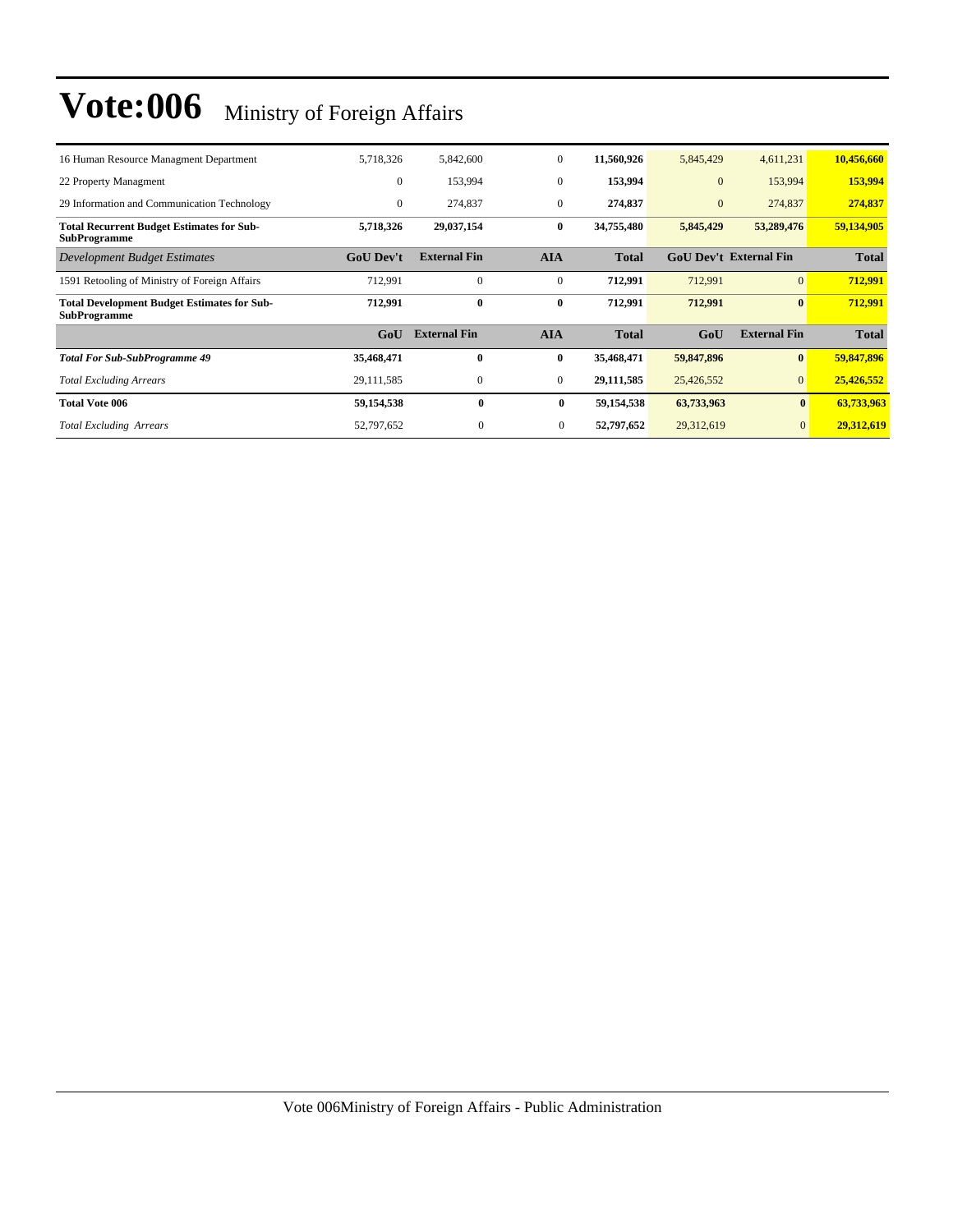# Vote:006 Ministry of Foreign Affairs

| | | | | | | | |
|---|---|---|---|---|---|---|---|
| 16 Human Resource Managment Department | 5,718,326 | 5,842,600 | 0 | **11,560,926** | 5,845,429 | 4,611,231 | **10,456,660** |
| 22 Property Managment | 0 | 153,994 | 0 | **153,994** | 0 | 153,994 | **153,994** |
| 29 Information and Communication Technology | 0 | 274,837 | 0 | **274,837** | 0 | 274,837 | **274,837** |
| **Total Recurrent Budget Estimates for Sub-SubProgramme** | **5,718,326** | **29,037,154** | **0** | **34,755,480** | **5,845,429** | **53,289,476** | **59,134,905** |
| *Development Budget Estimates* | **GoU Dev't** | **External Fin** | **AIA** | **Total** | **GoU Dev't** | **External Fin** | **Total** |
| 1591 Retooling of Ministry of Foreign Affairs | 712,991 | 0 | 0 | **712,991** | 712,991 | 0 | **712,991** |
| **Total Development Budget Estimates for Sub-SubProgramme** | **712,991** | **0** | **0** | **712,991** | **712,991** | **0** | **712,991** |
| | **GoU** | **External Fin** | **AIA** | **Total** | **GoU** | **External Fin** | **Total** |
| ***Total For Sub-SubProgramme 49*** | **35,468,471** | **0** | **0** | **35,468,471** | **59,847,896** | **0** | **59,847,896** |
| *Total Excluding Arrears* | 29,111,585 | 0 | 0 | **29,111,585** | 25,426,552 | 0 | **25,426,552** |
| **Total Vote 006** | **59,154,538** | **0** | **0** | **59,154,538** | **63,733,963** | **0** | **63,733,963** |
| *Total Excluding Arrears* | 52,797,652 | 0 | 0 | **52,797,652** | 29,312,619 | 0 | **29,312,619** |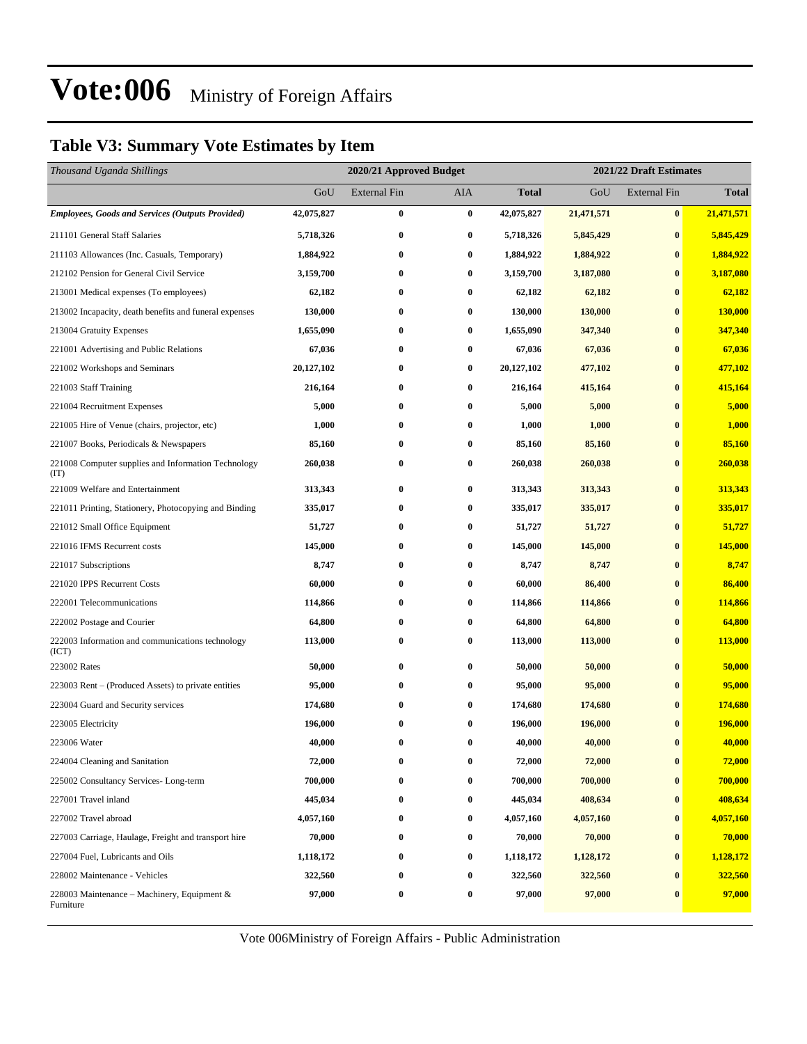# Vote:006 Ministry of Foreign Affairs

## Table V3: Summary Vote Estimates by Item

| *Thousand Uganda Shillings* | 2020/21 Approved Budget | | | | 2021/22 Draft Estimates | | |
|---|---|---|---|---|---|---|---|
| | GoU | External Fin | AIA | **Total** | GoU | External Fin | **Total** |
| ***Employees, Goods and Services (Outputs Provided)*** | **42,075,827** | **0** | **0** | **42,075,827** | **21,471,571** | **0** | **21,471,571** |
| 211101 General Staff Salaries | **5,718,326** | **0** | **0** | **5,718,326** | **5,845,429** | **0** | **5,845,429** |
| 211103 Allowances (Inc. Casuals, Temporary) | **1,884,922** | **0** | **0** | **1,884,922** | **1,884,922** | **0** | **1,884,922** |
| 212102 Pension for General Civil Service | **3,159,700** | **0** | **0** | **3,159,700** | **3,187,080** | **0** | **3,187,080** |
| 213001 Medical expenses (To employees) | **62,182** | **0** | **0** | **62,182** | **62,182** | **0** | **62,182** |
| 213002 Incapacity, death benefits and funeral expenses | **130,000** | **0** | **0** | **130,000** | **130,000** | **0** | **130,000** |
| 213004 Gratuity Expenses | **1,655,090** | **0** | **0** | **1,655,090** | **347,340** | **0** | **347,340** |
| 221001 Advertising and Public Relations | **67,036** | **0** | **0** | **67,036** | **67,036** | **0** | **67,036** |
| 221002 Workshops and Seminars | **20,127,102** | **0** | **0** | **20,127,102** | **477,102** | **0** | **477,102** |
| 221003 Staff Training | **216,164** | **0** | **0** | **216,164** | **415,164** | **0** | **415,164** |
| 221004 Recruitment Expenses | **5,000** | **0** | **0** | **5,000** | **5,000** | **0** | **5,000** |
| 221005 Hire of Venue (chairs, projector, etc) | **1,000** | **0** | **0** | **1,000** | **1,000** | **0** | **1,000** |
| 221007 Books, Periodicals & Newspapers | **85,160** | **0** | **0** | **85,160** | **85,160** | **0** | **85,160** |
| 221008 Computer supplies and Information Technology (IT) | **260,038** | **0** | **0** | **260,038** | **260,038** | **0** | **260,038** |
| 221009 Welfare and Entertainment | **313,343** | **0** | **0** | **313,343** | **313,343** | **0** | **313,343** |
| 221011 Printing, Stationery, Photocopying and Binding | **335,017** | **0** | **0** | **335,017** | **335,017** | **0** | **335,017** |
| 221012 Small Office Equipment | **51,727** | **0** | **0** | **51,727** | **51,727** | **0** | **51,727** |
| 221016 IFMS Recurrent costs | **145,000** | **0** | **0** | **145,000** | **145,000** | **0** | **145,000** |
| 221017 Subscriptions | **8,747** | **0** | **0** | **8,747** | **8,747** | **0** | **8,747** |
| 221020 IPPS Recurrent Costs | **60,000** | **0** | **0** | **60,000** | **86,400** | **0** | **86,400** |
| 222001 Telecommunications | **114,866** | **0** | **0** | **114,866** | **114,866** | **0** | **114,866** |
| 222002 Postage and Courier | **64,800** | **0** | **0** | **64,800** | **64,800** | **0** | **64,800** |
| 222003 Information and communications technology (ICT) | **113,000** | **0** | **0** | **113,000** | **113,000** | **0** | **113,000** |
| 223002 Rates | **50,000** | **0** | **0** | **50,000** | **50,000** | **0** | **50,000** |
| 223003 Rent – (Produced Assets) to private entities | **95,000** | **0** | **0** | **95,000** | **95,000** | **0** | **95,000** |
| 223004 Guard and Security services | **174,680** | **0** | **0** | **174,680** | **174,680** | **0** | **174,680** |
| 223005 Electricity | **196,000** | **0** | **0** | **196,000** | **196,000** | **0** | **196,000** |
| 223006 Water | **40,000** | **0** | **0** | **40,000** | **40,000** | **0** | **40,000** |
| 224004 Cleaning and Sanitation | **72,000** | **0** | **0** | **72,000** | **72,000** | **0** | **72,000** |
| 225002 Consultancy Services- Long-term | **700,000** | **0** | **0** | **700,000** | **700,000** | **0** | **700,000** |
| 227001 Travel inland | **445,034** | **0** | **0** | **445,034** | **408,634** | **0** | **408,634** |
| 227002 Travel abroad | **4,057,160** | **0** | **0** | **4,057,160** | **4,057,160** | **0** | **4,057,160** |
| 227003 Carriage, Haulage, Freight and transport hire | **70,000** | **0** | **0** | **70,000** | **70,000** | **0** | **70,000** |
| 227004 Fuel, Lubricants and Oils | **1,118,172** | **0** | **0** | **1,118,172** | **1,128,172** | **0** | **1,128,172** |
| 228002 Maintenance - Vehicles | **322,560** | **0** | **0** | **322,560** | **322,560** | **0** | **322,560** |
| 228003 Maintenance – Machinery, Equipment & Furniture | **97,000** | **0** | **0** | **97,000** | **97,000** | **0** | **97,000** |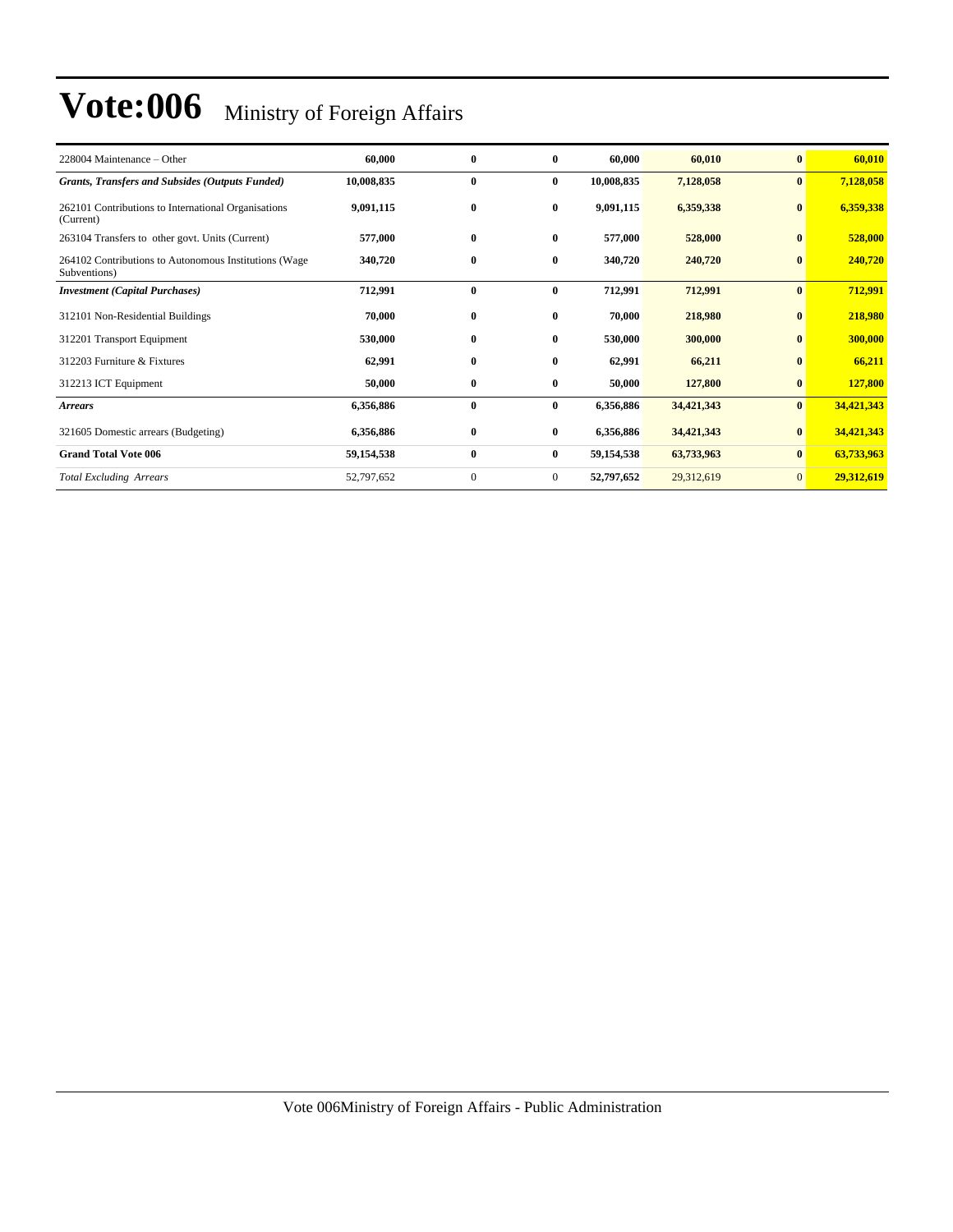# Vote:006 Ministry of Foreign Affairs

| | | | | | | | |
|---|---|---|---|---|---|---|---|
| 228004 Maintenance – Other | **60,000** | **0** | **0** | **60,000** | **60,010** | **0** | **60,010** |
| ***Grants, Transfers and Subsides (Outputs Funded)*** | **10,008,835** | **0** | **0** | **10,008,835** | **7,128,058** | **0** | **7,128,058** |
| 262101 Contributions to International Organisations (Current) | **9,091,115** | **0** | **0** | **9,091,115** | **6,359,338** | **0** | **6,359,338** |
| 263104 Transfers to other govt. Units (Current) | **577,000** | **0** | **0** | **577,000** | **528,000** | **0** | **528,000** |
| 264102 Contributions to Autonomous Institutions (Wage Subventions) | **340,720** | **0** | **0** | **340,720** | **240,720** | **0** | **240,720** |
| ***Investment (Capital Purchases)*** | **712,991** | **0** | **0** | **712,991** | **712,991** | **0** | **712,991** |
| 312101 Non-Residential Buildings | **70,000** | **0** | **0** | **70,000** | **218,980** | **0** | **218,980** |
| 312201 Transport Equipment | **530,000** | **0** | **0** | **530,000** | **300,000** | **0** | **300,000** |
| 312203 Furniture & Fixtures | **62,991** | **0** | **0** | **62,991** | **66,211** | **0** | **66,211** |
| 312213 ICT Equipment | **50,000** | **0** | **0** | **50,000** | **127,800** | **0** | **127,800** |
| ***Arrears*** | **6,356,886** | **0** | **0** | **6,356,886** | **34,421,343** | **0** | **34,421,343** |
| 321605 Domestic arrears (Budgeting) | **6,356,886** | **0** | **0** | **6,356,886** | **34,421,343** | **0** | **34,421,343** |
| **Grand Total Vote 006** | **59,154,538** | **0** | **0** | **59,154,538** | **63,733,963** | **0** | **63,733,963** |
| *Total Excluding Arrears* | 52,797,652 | 0 | 0 | **52,797,652** | 29,312,619 | 0 | **29,312,619** |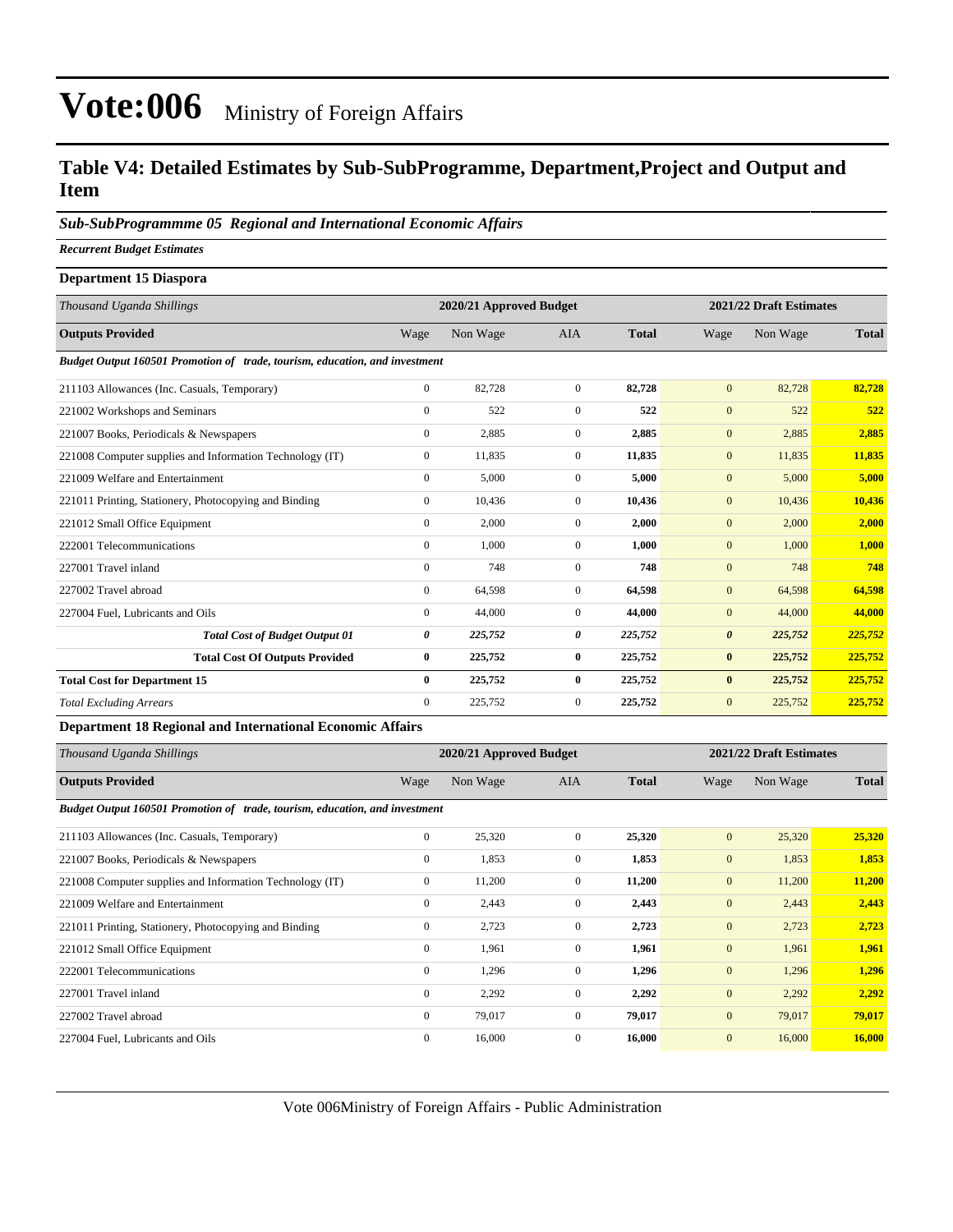# Vote:006 Ministry of Foreign Affairs

## Table V4: Detailed Estimates by Sub-SubProgramme, Department,Project and Output and Item

### *Sub-SubProgrammme 05 Regional and International Economic Affairs*

***Recurrent Budget Estimates***

**Department 15 Diaspora**

| *Thousand Uganda Shillings* | 2020/21 Approved Budget | | | | 2021/22 Draft Estimates | | |
|---|---|---|---|---|---|---|---|
| **Outputs Provided** | Wage | Non Wage | AIA | **Total** | Wage | Non Wage | **Total** |
| ***Budget Output 160501 Promotion of trade, tourism, education, and investment*** | | | | | | | |
| 211103 Allowances (Inc. Casuals, Temporary) | 0 | 82,728 | 0 | **82,728** | 0 | 82,728 | **82,728** |
| 221002 Workshops and Seminars | 0 | 522 | 0 | **522** | 0 | 522 | **522** |
| 221007 Books, Periodicals & Newspapers | 0 | 2,885 | 0 | **2,885** | 0 | 2,885 | **2,885** |
| 221008 Computer supplies and Information Technology (IT) | 0 | 11,835 | 0 | **11,835** | 0 | 11,835 | **11,835** |
| 221009 Welfare and Entertainment | 0 | 5,000 | 0 | **5,000** | 0 | 5,000 | **5,000** |
| 221011 Printing, Stationery, Photocopying and Binding | 0 | 10,436 | 0 | **10,436** | 0 | 10,436 | **10,436** |
| 221012 Small Office Equipment | 0 | 2,000 | 0 | **2,000** | 0 | 2,000 | **2,000** |
| 222001 Telecommunications | 0 | 1,000 | 0 | **1,000** | 0 | 1,000 | **1,000** |
| 227001 Travel inland | 0 | 748 | 0 | **748** | 0 | 748 | **748** |
| 227002 Travel abroad | 0 | 64,598 | 0 | **64,598** | 0 | 64,598 | **64,598** |
| 227004 Fuel, Lubricants and Oils | 0 | 44,000 | 0 | **44,000** | 0 | 44,000 | **44,000** |
| ***Total Cost of Budget Output 01*** | ***0*** | ***225,752*** | ***0*** | ***225,752*** | ***0*** | ***225,752*** | ***225,752*** |
| **Total Cost Of Outputs Provided** | **0** | **225,752** | **0** | **225,752** | **0** | **225,752** | **225,752** |
| **Total Cost for Department 15** | **0** | **225,752** | **0** | **225,752** | **0** | **225,752** | **225,752** |
| *Total Excluding Arrears* | 0 | 225,752 | 0 | 225,752 | 0 | 225,752 | 225,752 |

**Department 18 Regional and International Economic Affairs**

| *Thousand Uganda Shillings* | 2020/21 Approved Budget | | | | 2021/22 Draft Estimates | | |
|---|---|---|---|---|---|---|---|
| **Outputs Provided** | Wage | Non Wage | AIA | **Total** | Wage | Non Wage | **Total** |
| ***Budget Output 160501 Promotion of trade, tourism, education, and investment*** | | | | | | | |
| 211103 Allowances (Inc. Casuals, Temporary) | 0 | 25,320 | 0 | **25,320** | 0 | 25,320 | **25,320** |
| 221007 Books, Periodicals & Newspapers | 0 | 1,853 | 0 | **1,853** | 0 | 1,853 | **1,853** |
| 221008 Computer supplies and Information Technology (IT) | 0 | 11,200 | 0 | **11,200** | 0 | 11,200 | **11,200** |
| 221009 Welfare and Entertainment | 0 | 2,443 | 0 | **2,443** | 0 | 2,443 | **2,443** |
| 221011 Printing, Stationery, Photocopying and Binding | 0 | 2,723 | 0 | **2,723** | 0 | 2,723 | **2,723** |
| 221012 Small Office Equipment | 0 | 1,961 | 0 | **1,961** | 0 | 1,961 | **1,961** |
| 222001 Telecommunications | 0 | 1,296 | 0 | **1,296** | 0 | 1,296 | **1,296** |
| 227001 Travel inland | 0 | 2,292 | 0 | **2,292** | 0 | 2,292 | **2,292** |
| 227002 Travel abroad | 0 | 79,017 | 0 | **79,017** | 0 | 79,017 | **79,017** |
| 227004 Fuel, Lubricants and Oils | 0 | 16,000 | 0 | **16,000** | 0 | 16,000 | **16,000** |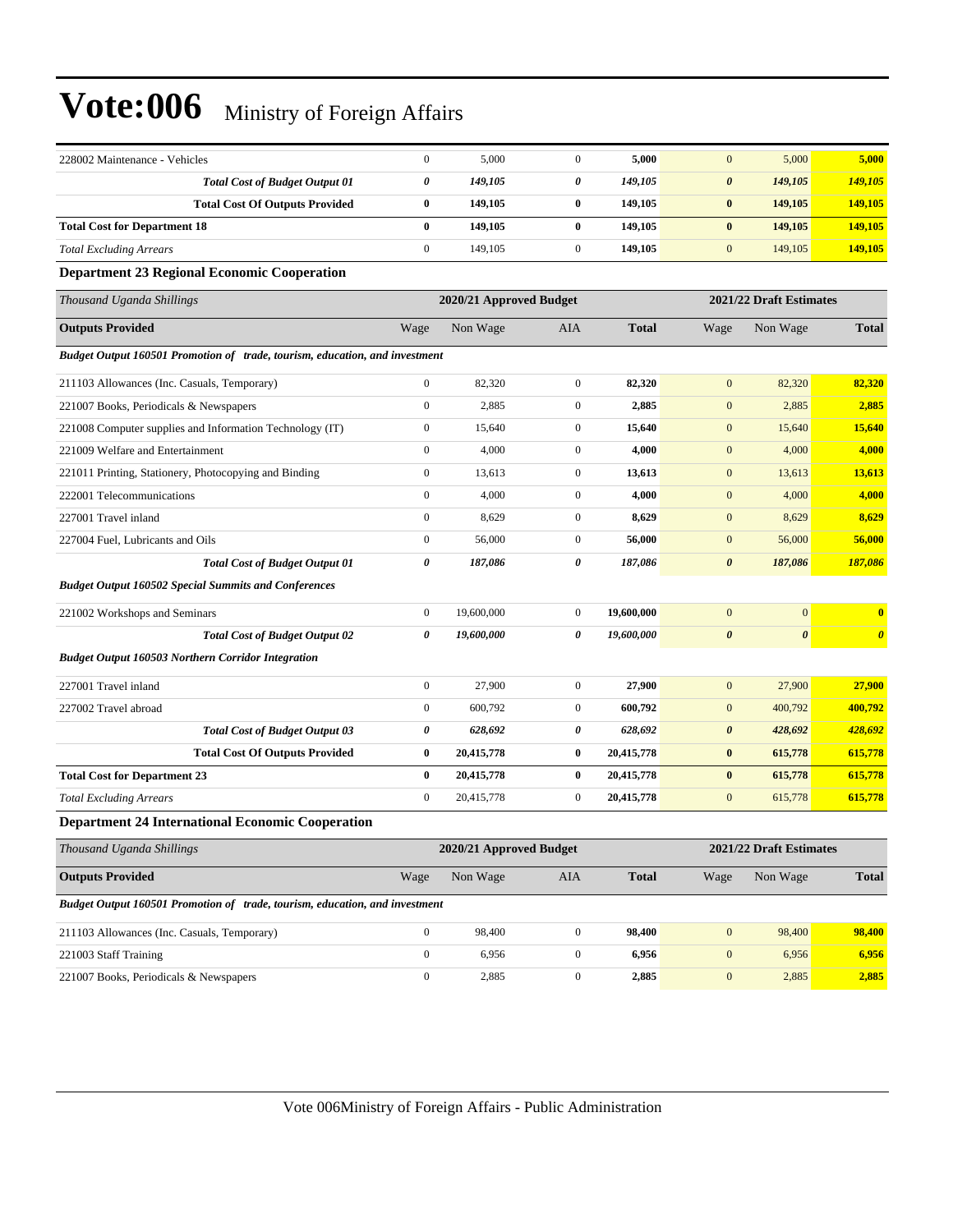| 228002 Maintenance - Vehicles | 0 | 5,000 | 0 | **5,000** | 0 | 5,000 | **5,000** |
|---|---|---|---|---|---|---|---|
| ***Total Cost of Budget Output 01*** | ***0*** | ***149,105*** | ***0*** | ***149,105*** | ***0*** | ***149,105*** | ***149,105*** |
| **Total Cost Of Outputs Provided** | **0** | **149,105** | **0** | **149,105** | **0** | **149,105** | **149,105** |
| **Total Cost for Department 18** | **0** | **149,105** | **0** | **149,105** | **0** | **149,105** | **149,105** |
| *Total Excluding Arrears* | 0 | 149,105 | 0 | **149,105** | 0 | 149,105 | **149,105** |

### Department 23 Regional Economic Cooperation

| *Thousand Uganda Shillings* | 2020/21 Approved Budget | | | | 2021/22 Draft Estimates | | |
|---|---|---|---|---|---|---|---|
| **Outputs Provided** | Wage | Non Wage | AIA | **Total** | Wage | Non Wage | **Total** |
| ***Budget Output 160501 Promotion of trade, tourism, education, and investment*** | | | | | | | |
| 211103 Allowances (Inc. Casuals, Temporary) | 0 | 82,320 | 0 | **82,320** | 0 | 82,320 | **82,320** |
| 221007 Books, Periodicals & Newspapers | 0 | 2,885 | 0 | **2,885** | 0 | 2,885 | **2,885** |
| 221008 Computer supplies and Information Technology (IT) | 0 | 15,640 | 0 | **15,640** | 0 | 15,640 | **15,640** |
| 221009 Welfare and Entertainment | 0 | 4,000 | 0 | **4,000** | 0 | 4,000 | **4,000** |
| 221011 Printing, Stationery, Photocopying and Binding | 0 | 13,613 | 0 | **13,613** | 0 | 13,613 | **13,613** |
| 222001 Telecommunications | 0 | 4,000 | 0 | **4,000** | 0 | 4,000 | **4,000** |
| 227001 Travel inland | 0 | 8,629 | 0 | **8,629** | 0 | 8,629 | **8,629** |
| 227004 Fuel, Lubricants and Oils | 0 | 56,000 | 0 | **56,000** | 0 | 56,000 | **56,000** |
| ***Total Cost of Budget Output 01*** | ***0*** | ***187,086*** | ***0*** | ***187,086*** | ***0*** | ***187,086*** | ***187,086*** |
| ***Budget Output 160502 Special Summits and Conferences*** | | | | | | | |
| 221002 Workshops and Seminars | 0 | 19,600,000 | 0 | **19,600,000** | 0 | 0 | **0** |
| ***Total Cost of Budget Output 02*** | ***0*** | ***19,600,000*** | ***0*** | ***19,600,000*** | ***0*** | ***0*** | ***0*** |
| ***Budget Output 160503 Northern Corridor Integration*** | | | | | | | |
| 227001 Travel inland | 0 | 27,900 | 0 | **27,900** | 0 | 27,900 | **27,900** |
| 227002 Travel abroad | 0 | 600,792 | 0 | **600,792** | 0 | 400,792 | **400,792** |
| ***Total Cost of Budget Output 03*** | ***0*** | ***628,692*** | ***0*** | ***628,692*** | ***0*** | ***428,692*** | ***428,692*** |
| **Total Cost Of Outputs Provided** | **0** | **20,415,778** | **0** | **20,415,778** | **0** | **615,778** | **615,778** |
| **Total Cost for Department 23** | **0** | **20,415,778** | **0** | **20,415,778** | **0** | **615,778** | **615,778** |
| *Total Excluding Arrears* | 0 | 20,415,778 | 0 | **20,415,778** | 0 | 615,778 | **615,778** |

### Department 24 International Economic Cooperation

| *Thousand Uganda Shillings* | 2020/21 Approved Budget | | | | 2021/22 Draft Estimates | | |
|---|---|---|---|---|---|---|---|
| **Outputs Provided** | Wage | Non Wage | AIA | **Total** | Wage | Non Wage | **Total** |
| ***Budget Output 160501 Promotion of trade, tourism, education, and investment*** | | | | | | | |
| 211103 Allowances (Inc. Casuals, Temporary) | 0 | 98,400 | 0 | **98,400** | 0 | 98,400 | **98,400** |
| 221003 Staff Training | 0 | 6,956 | 0 | **6,956** | 0 | 6,956 | **6,956** |
| 221007 Books, Periodicals & Newspapers | 0 | 2,885 | 0 | **2,885** | 0 | 2,885 | **2,885** |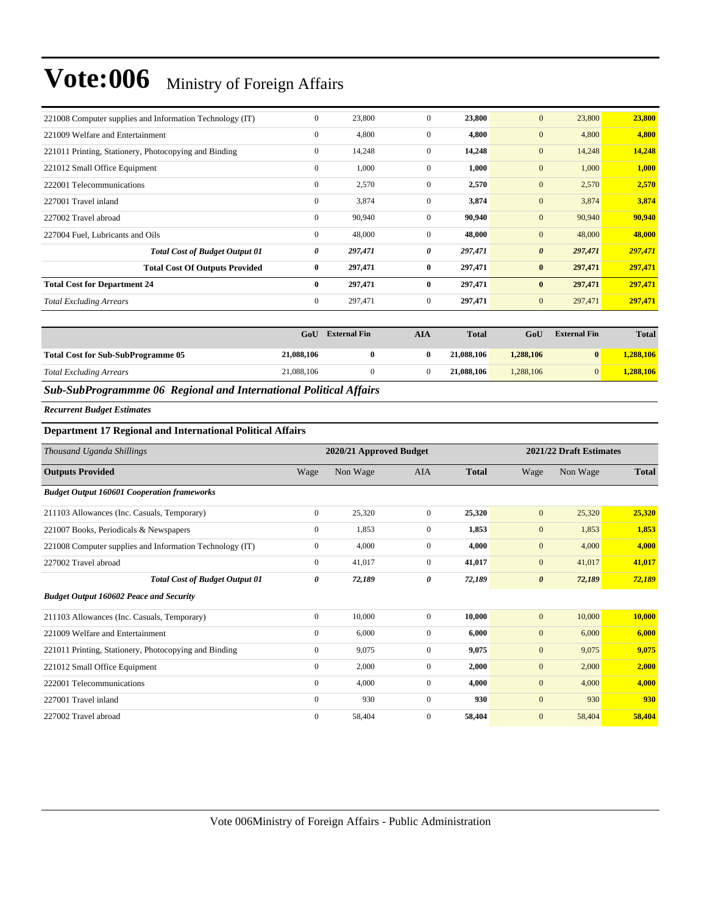| | | | | | | | |
|---|---|---|---|---|---|---|---|
| 221008 Computer supplies and Information Technology (IT) | 0 | 23,800 | 0 | **23,800** | 0 | 23,800 | **23,800** |
| 221009 Welfare and Entertainment | 0 | 4,800 | 0 | **4,800** | 0 | 4,800 | **4,800** |
| 221011 Printing, Stationery, Photocopying and Binding | 0 | 14,248 | 0 | **14,248** | 0 | 14,248 | **14,248** |
| 221012 Small Office Equipment | 0 | 1,000 | 0 | **1,000** | 0 | 1,000 | **1,000** |
| 222001 Telecommunications | 0 | 2,570 | 0 | **2,570** | 0 | 2,570 | **2,570** |
| 227001 Travel inland | 0 | 3,874 | 0 | **3,874** | 0 | 3,874 | **3,874** |
| 227002 Travel abroad | 0 | 90,940 | 0 | **90,940** | 0 | 90,940 | **90,940** |
| 227004 Fuel, Lubricants and Oils | 0 | 48,000 | 0 | **48,000** | 0 | 48,000 | **48,000** |
| ***Total Cost of Budget Output 01*** | ***0*** | ***297,471*** | ***0*** | ***297,471*** | ***0*** | ***297,471*** | ***297,471*** |
| **Total Cost Of Outputs Provided** | **0** | **297,471** | **0** | **297,471** | **0** | **297,471** | **297,471** |
| **Total Cost for Department 24** | **0** | **297,471** | **0** | **297,471** | **0** | **297,471** | **297,471** |
| *Total Excluding Arrears* | 0 | 297,471 | 0 | **297,471** | 0 | 297,471 | **297,471** |

| | GoU | External Fin | AIA | Total | GoU | External Fin | Total |
|---|---|---|---|---|---|---|---|
| **Total Cost for Sub-SubProgramme 05** | **21,088,106** | **0** | **0** | **21,088,106** | **1,288,106** | **0** | **1,288,106** |
| *Total Excluding Arrears* | 21,088,106 | 0 | 0 | **21,088,106** | 1,288,106 | 0 | **1,288,106** |

## *Sub-SubProgrammme 06 Regional and International Political Affairs*

***Recurrent Budget Estimates***

### Department 17 Regional and International Political Affairs

| *Thousand Uganda Shillings* | 2020/21 Approved Budget | | | | 2021/22 Draft Estimates | | |
|---|---|---|---|---|---|---|---|
| **Outputs Provided** | Wage | Non Wage | AIA | **Total** | Wage | Non Wage | **Total** |
| ***Budget Output 160601 Cooperation frameworks*** | | | | | | | |
| 211103 Allowances (Inc. Casuals, Temporary) | 0 | 25,320 | 0 | **25,320** | 0 | 25,320 | **25,320** |
| 221007 Books, Periodicals & Newspapers | 0 | 1,853 | 0 | **1,853** | 0 | 1,853 | **1,853** |
| 221008 Computer supplies and Information Technology (IT) | 0 | 4,000 | 0 | **4,000** | 0 | 4,000 | **4,000** |
| 227002 Travel abroad | 0 | 41,017 | 0 | **41,017** | 0 | 41,017 | **41,017** |
| ***Total Cost of Budget Output 01*** | ***0*** | ***72,189*** | ***0*** | ***72,189*** | ***0*** | ***72,189*** | ***72,189*** |
| ***Budget Output 160602 Peace and Security*** | | | | | | | |
| 211103 Allowances (Inc. Casuals, Temporary) | 0 | 10,000 | 0 | **10,000** | 0 | 10,000 | **10,000** |
| 221009 Welfare and Entertainment | 0 | 6,000 | 0 | **6,000** | 0 | 6,000 | **6,000** |
| 221011 Printing, Stationery, Photocopying and Binding | 0 | 9,075 | 0 | **9,075** | 0 | 9,075 | **9,075** |
| 221012 Small Office Equipment | 0 | 2,000 | 0 | **2,000** | 0 | 2,000 | **2,000** |
| 222001 Telecommunications | 0 | 4,000 | 0 | **4,000** | 0 | 4,000 | **4,000** |
| 227001 Travel inland | 0 | 930 | 0 | **930** | 0 | 930 | **930** |
| 227002 Travel abroad | 0 | 58,404 | 0 | **58,404** | 0 | 58,404 | **58,404** |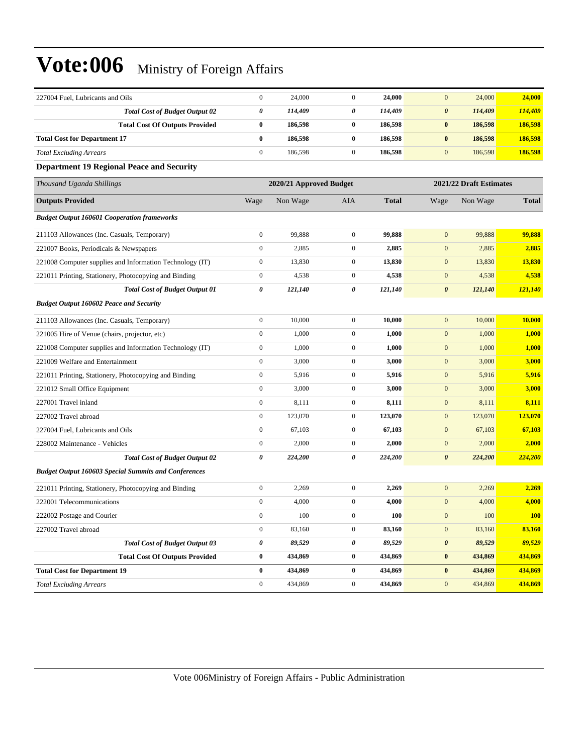# Vote:006 Ministry of Foreign Affairs

| | | | | | | | |
|---|---|---|---|---|---|---|---|
| 227004 Fuel, Lubricants and Oils | 0 | 24,000 | 0 | **24,000** | 0 | 24,000 | **24,000** |
| ***Total Cost of Budget Output 02*** | ***0*** | ***114,409*** | ***0*** | ***114,409*** | ***0*** | ***114,409*** | ***114,409*** |
| **Total Cost Of Outputs Provided** | **0** | **186,598** | **0** | **186,598** | **0** | **186,598** | **186,598** |
| **Total Cost for Department 17** | **0** | **186,598** | **0** | **186,598** | **0** | **186,598** | **186,598** |
| *Total Excluding Arrears* | 0 | 186,598 | 0 | **186,598** | 0 | 186,598 | **186,598** |

**Department 19 Regional Peace and Security**

| *Thousand Uganda Shillings* | 2020/21 Approved Budget | | | | 2021/22 Draft Estimates | | |
|---|---|---|---|---|---|---|---|
| **Outputs Provided** | Wage | Non Wage | AIA | **Total** | Wage | Non Wage | **Total** |
| ***Budget Output 160601 Cooperation frameworks*** | | | | | | | |
| 211103 Allowances (Inc. Casuals, Temporary) | 0 | 99,888 | 0 | **99,888** | 0 | 99,888 | **99,888** |
| 221007 Books, Periodicals & Newspapers | 0 | 2,885 | 0 | **2,885** | 0 | 2,885 | **2,885** |
| 221008 Computer supplies and Information Technology (IT) | 0 | 13,830 | 0 | **13,830** | 0 | 13,830 | **13,830** |
| 221011 Printing, Stationery, Photocopying and Binding | 0 | 4,538 | 0 | **4,538** | 0 | 4,538 | **4,538** |
| ***Total Cost of Budget Output 01*** | ***0*** | ***121,140*** | ***0*** | ***121,140*** | ***0*** | ***121,140*** | ***121,140*** |
| ***Budget Output 160602 Peace and Security*** | | | | | | | |
| 211103 Allowances (Inc. Casuals, Temporary) | 0 | 10,000 | 0 | **10,000** | 0 | 10,000 | **10,000** |
| 221005 Hire of Venue (chairs, projector, etc) | 0 | 1,000 | 0 | **1,000** | 0 | 1,000 | **1,000** |
| 221008 Computer supplies and Information Technology (IT) | 0 | 1,000 | 0 | **1,000** | 0 | 1,000 | **1,000** |
| 221009 Welfare and Entertainment | 0 | 3,000 | 0 | **3,000** | 0 | 3,000 | **3,000** |
| 221011 Printing, Stationery, Photocopying and Binding | 0 | 5,916 | 0 | **5,916** | 0 | 5,916 | **5,916** |
| 221012 Small Office Equipment | 0 | 3,000 | 0 | **3,000** | 0 | 3,000 | **3,000** |
| 227001 Travel inland | 0 | 8,111 | 0 | **8,111** | 0 | 8,111 | **8,111** |
| 227002 Travel abroad | 0 | 123,070 | 0 | **123,070** | 0 | 123,070 | **123,070** |
| 227004 Fuel, Lubricants and Oils | 0 | 67,103 | 0 | **67,103** | 0 | 67,103 | **67,103** |
| 228002 Maintenance - Vehicles | 0 | 2,000 | 0 | **2,000** | 0 | 2,000 | **2,000** |
| ***Total Cost of Budget Output 02*** | ***0*** | ***224,200*** | ***0*** | ***224,200*** | ***0*** | ***224,200*** | ***224,200*** |
| ***Budget Output 160603 Special Summits and Conferences*** | | | | | | | |
| 221011 Printing, Stationery, Photocopying and Binding | 0 | 2,269 | 0 | **2,269** | 0 | 2,269 | **2,269** |
| 222001 Telecommunications | 0 | 4,000 | 0 | **4,000** | 0 | 4,000 | **4,000** |
| 222002 Postage and Courier | 0 | 100 | 0 | **100** | 0 | 100 | **100** |
| 227002 Travel abroad | 0 | 83,160 | 0 | **83,160** | 0 | 83,160 | **83,160** |
| ***Total Cost of Budget Output 03*** | ***0*** | ***89,529*** | ***0*** | ***89,529*** | ***0*** | ***89,529*** | ***89,529*** |
| **Total Cost Of Outputs Provided** | **0** | **434,869** | **0** | **434,869** | **0** | **434,869** | **434,869** |
| **Total Cost for Department 19** | **0** | **434,869** | **0** | **434,869** | **0** | **434,869** | **434,869** |
| *Total Excluding Arrears* | 0 | 434,869 | 0 | **434,869** | 0 | 434,869 | **434,869** |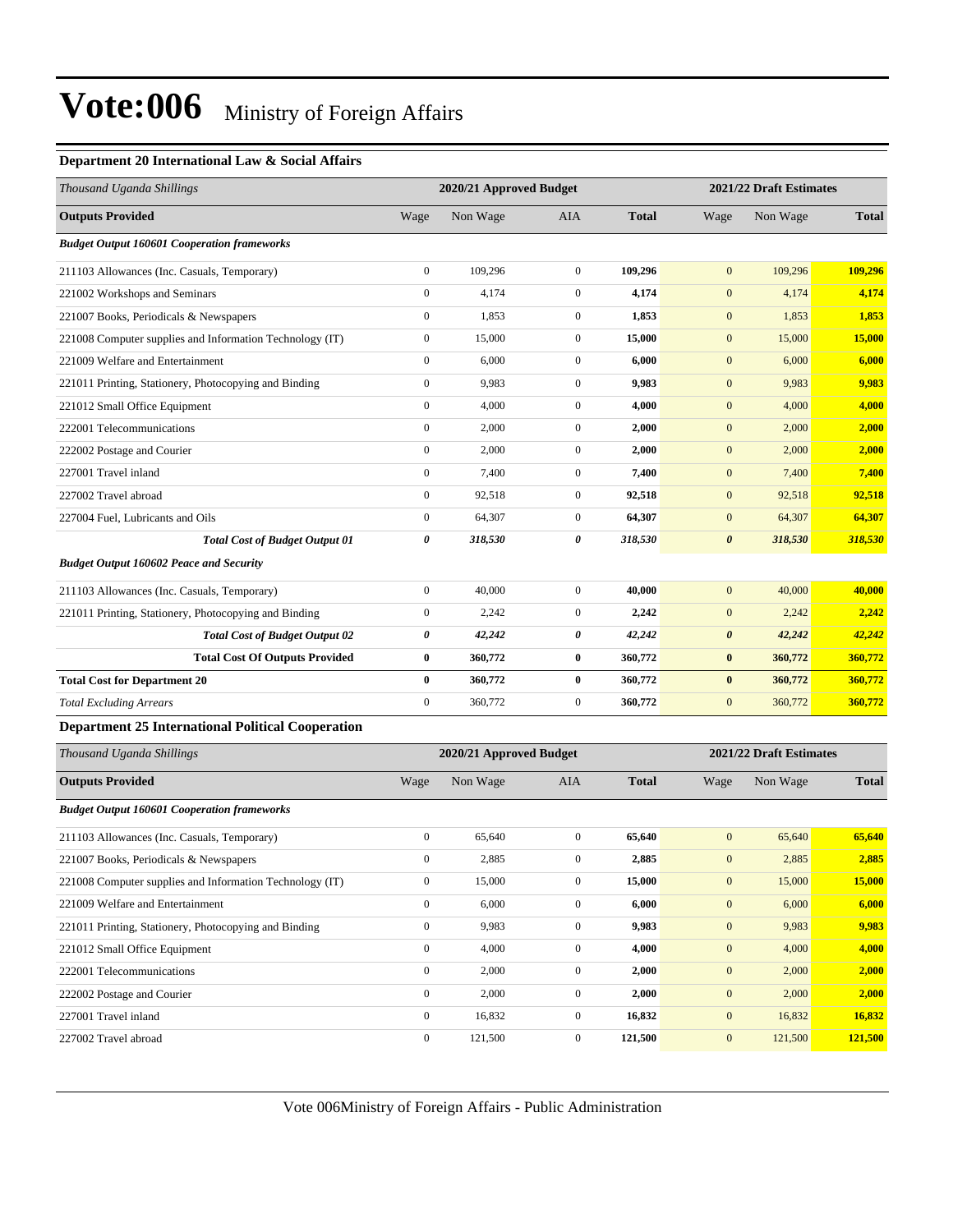# Vote:006 Ministry of Foreign Affairs

### Department 20 International Law & Social Affairs

| *Thousand Uganda Shillings* | 2020/21 Approved Budget | | | | 2021/22 Draft Estimates | | |
|---|---|---|---|---|---|---|---|
| **Outputs Provided** | Wage | Non Wage | AIA | **Total** | Wage | Non Wage | **Total** |
| ***Budget Output 160601 Cooperation frameworks*** | | | | | | | |
| 211103 Allowances (Inc. Casuals, Temporary) | 0 | 109,296 | 0 | **109,296** | 0 | 109,296 | **109,296** |
| 221002 Workshops and Seminars | 0 | 4,174 | 0 | **4,174** | 0 | 4,174 | **4,174** |
| 221007 Books, Periodicals & Newspapers | 0 | 1,853 | 0 | **1,853** | 0 | 1,853 | **1,853** |
| 221008 Computer supplies and Information Technology (IT) | 0 | 15,000 | 0 | **15,000** | 0 | 15,000 | **15,000** |
| 221009 Welfare and Entertainment | 0 | 6,000 | 0 | **6,000** | 0 | 6,000 | **6,000** |
| 221011 Printing, Stationery, Photocopying and Binding | 0 | 9,983 | 0 | **9,983** | 0 | 9,983 | **9,983** |
| 221012 Small Office Equipment | 0 | 4,000 | 0 | **4,000** | 0 | 4,000 | **4,000** |
| 222001 Telecommunications | 0 | 2,000 | 0 | **2,000** | 0 | 2,000 | **2,000** |
| 222002 Postage and Courier | 0 | 2,000 | 0 | **2,000** | 0 | 2,000 | **2,000** |
| 227001 Travel inland | 0 | 7,400 | 0 | **7,400** | 0 | 7,400 | **7,400** |
| 227002 Travel abroad | 0 | 92,518 | 0 | **92,518** | 0 | 92,518 | **92,518** |
| 227004 Fuel, Lubricants and Oils | 0 | 64,307 | 0 | **64,307** | 0 | 64,307 | **64,307** |
| ***Total Cost of Budget Output 01*** | ***0*** | ***318,530*** | ***0*** | ***318,530*** | ***0*** | ***318,530*** | ***318,530*** |
| ***Budget Output 160602 Peace and Security*** | | | | | | | |
| 211103 Allowances (Inc. Casuals, Temporary) | 0 | 40,000 | 0 | **40,000** | 0 | 40,000 | **40,000** |
| 221011 Printing, Stationery, Photocopying and Binding | 0 | 2,242 | 0 | **2,242** | 0 | 2,242 | **2,242** |
| ***Total Cost of Budget Output 02*** | ***0*** | ***42,242*** | ***0*** | ***42,242*** | ***0*** | ***42,242*** | ***42,242*** |
| **Total Cost Of Outputs Provided** | **0** | **360,772** | **0** | **360,772** | **0** | **360,772** | **360,772** |
| **Total Cost for Department 20** | **0** | **360,772** | **0** | **360,772** | **0** | **360,772** | **360,772** |
| *Total Excluding Arrears* | 0 | 360,772 | 0 | 360,772 | 0 | 360,772 | **360,772** |

### Department 25 International Political Cooperation

| *Thousand Uganda Shillings* | 2020/21 Approved Budget | | | | 2021/22 Draft Estimates | | |
|---|---|---|---|---|---|---|---|
| **Outputs Provided** | Wage | Non Wage | AIA | **Total** | Wage | Non Wage | **Total** |
| ***Budget Output 160601 Cooperation frameworks*** | | | | | | | |
| 211103 Allowances (Inc. Casuals, Temporary) | 0 | 65,640 | 0 | **65,640** | 0 | 65,640 | **65,640** |
| 221007 Books, Periodicals & Newspapers | 0 | 2,885 | 0 | **2,885** | 0 | 2,885 | **2,885** |
| 221008 Computer supplies and Information Technology (IT) | 0 | 15,000 | 0 | **15,000** | 0 | 15,000 | **15,000** |
| 221009 Welfare and Entertainment | 0 | 6,000 | 0 | **6,000** | 0 | 6,000 | **6,000** |
| 221011 Printing, Stationery, Photocopying and Binding | 0 | 9,983 | 0 | **9,983** | 0 | 9,983 | **9,983** |
| 221012 Small Office Equipment | 0 | 4,000 | 0 | **4,000** | 0 | 4,000 | **4,000** |
| 222001 Telecommunications | 0 | 2,000 | 0 | **2,000** | 0 | 2,000 | **2,000** |
| 222002 Postage and Courier | 0 | 2,000 | 0 | **2,000** | 0 | 2,000 | **2,000** |
| 227001 Travel inland | 0 | 16,832 | 0 | **16,832** | 0 | 16,832 | **16,832** |
| 227002 Travel abroad | 0 | 121,500 | 0 | **121,500** | 0 | 121,500 | **121,500** |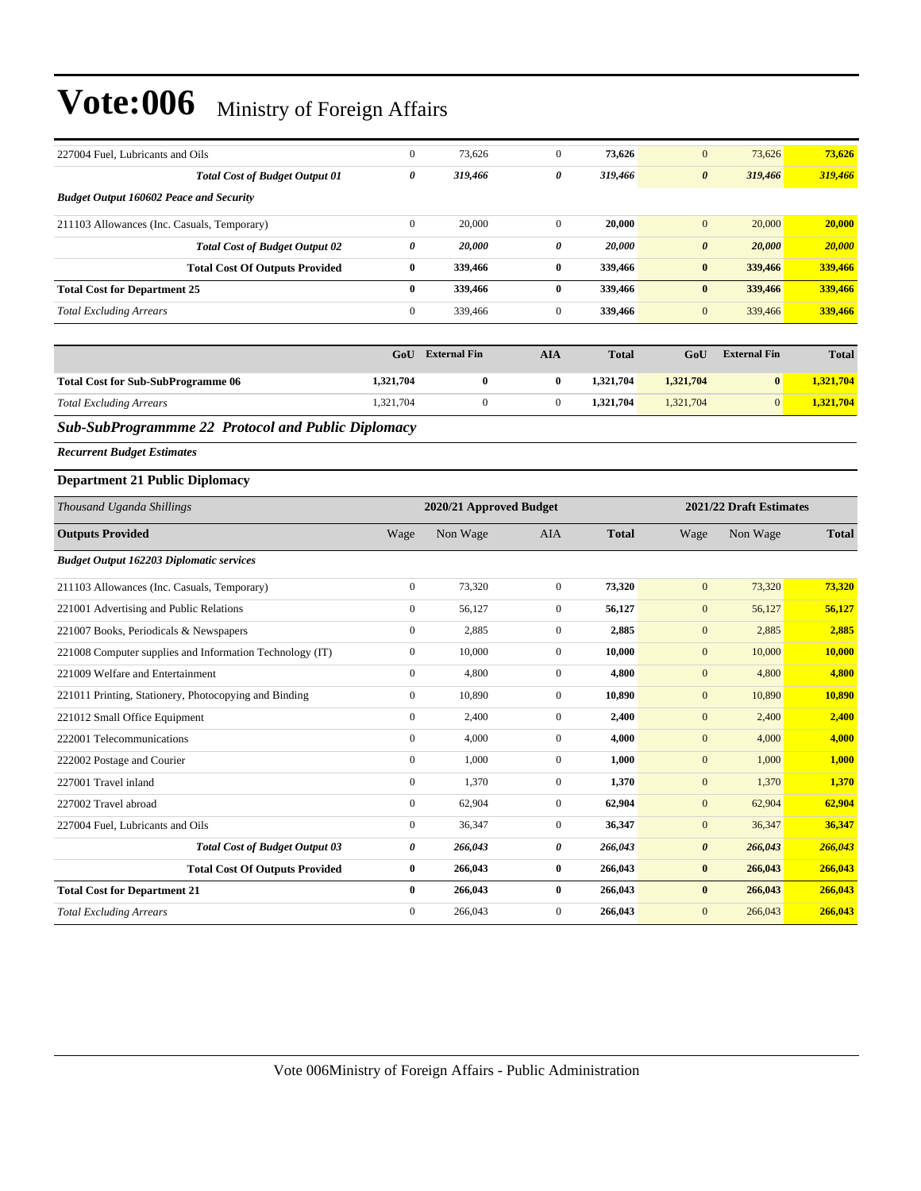| | | | | | | | |
|---|---|---|---|---|---|---|---|
| 227004 Fuel, Lubricants and Oils | 0 | 73,626 | 0 | **73,626** | 0 | 73,626 | **73,626** |
| ***Total Cost of Budget Output 01*** | ***0*** | ***319,466*** | ***0*** | ***319,466*** | ***0*** | ***319,466*** | ***319,466*** |
| ***Budget Output 160602 Peace and Security*** | | | | | | | |
| 211103 Allowances (Inc. Casuals, Temporary) | 0 | 20,000 | 0 | **20,000** | 0 | 20,000 | **20,000** |
| ***Total Cost of Budget Output 02*** | ***0*** | ***20,000*** | ***0*** | ***20,000*** | ***0*** | ***20,000*** | ***20,000*** |
| **Total Cost Of Outputs Provided** | **0** | **339,466** | **0** | **339,466** | **0** | **339,466** | **339,466** |
| **Total Cost for Department 25** | **0** | **339,466** | **0** | **339,466** | **0** | **339,466** | **339,466** |
| *Total Excluding Arrears* | 0 | 339,466 | 0 | **339,466** | 0 | 339,466 | **339,466** |

| | GoU | External Fin | AIA | Total | GoU | External Fin | Total |
|---|---|---|---|---|---|---|---|
| **Total Cost for Sub-SubProgramme 06** | **1,321,704** | **0** | **0** | **1,321,704** | **1,321,704** | **0** | **1,321,704** |
| *Total Excluding Arrears* | 1,321,704 | 0 | 0 | **1,321,704** | 1,321,704 | 0 | **1,321,704** |

## *Sub-SubProgrammme 22 Protocol and Public Diplomacy*

***Recurrent Budget Estimates***

### Department 21 Public Diplomacy

| *Thousand Uganda Shillings* | 2020/21 Approved Budget | | | | 2021/22 Draft Estimates | | |
|---|---|---|---|---|---|---|---|
| **Outputs Provided** | Wage | Non Wage | AIA | **Total** | Wage | Non Wage | **Total** |
| ***Budget Output 162203 Diplomatic services*** | | | | | | | |
| 211103 Allowances (Inc. Casuals, Temporary) | 0 | 73,320 | 0 | **73,320** | 0 | 73,320 | **73,320** |
| 221001 Advertising and Public Relations | 0 | 56,127 | 0 | **56,127** | 0 | 56,127 | **56,127** |
| 221007 Books, Periodicals & Newspapers | 0 | 2,885 | 0 | **2,885** | 0 | 2,885 | **2,885** |
| 221008 Computer supplies and Information Technology (IT) | 0 | 10,000 | 0 | **10,000** | 0 | 10,000 | **10,000** |
| 221009 Welfare and Entertainment | 0 | 4,800 | 0 | **4,800** | 0 | 4,800 | **4,800** |
| 221011 Printing, Stationery, Photocopying and Binding | 0 | 10,890 | 0 | **10,890** | 0 | 10,890 | **10,890** |
| 221012 Small Office Equipment | 0 | 2,400 | 0 | **2,400** | 0 | 2,400 | **2,400** |
| 222001 Telecommunications | 0 | 4,000 | 0 | **4,000** | 0 | 4,000 | **4,000** |
| 222002 Postage and Courier | 0 | 1,000 | 0 | **1,000** | 0 | 1,000 | **1,000** |
| 227001 Travel inland | 0 | 1,370 | 0 | **1,370** | 0 | 1,370 | **1,370** |
| 227002 Travel abroad | 0 | 62,904 | 0 | **62,904** | 0 | 62,904 | **62,904** |
| 227004 Fuel, Lubricants and Oils | 0 | 36,347 | 0 | **36,347** | 0 | 36,347 | **36,347** |
| ***Total Cost of Budget Output 03*** | ***0*** | ***266,043*** | ***0*** | ***266,043*** | ***0*** | ***266,043*** | ***266,043*** |
| **Total Cost Of Outputs Provided** | **0** | **266,043** | **0** | **266,043** | **0** | **266,043** | **266,043** |
| **Total Cost for Department 21** | **0** | **266,043** | **0** | **266,043** | **0** | **266,043** | **266,043** |
| *Total Excluding Arrears* | 0 | 266,043 | 0 | **266,043** | 0 | 266,043 | **266,043** |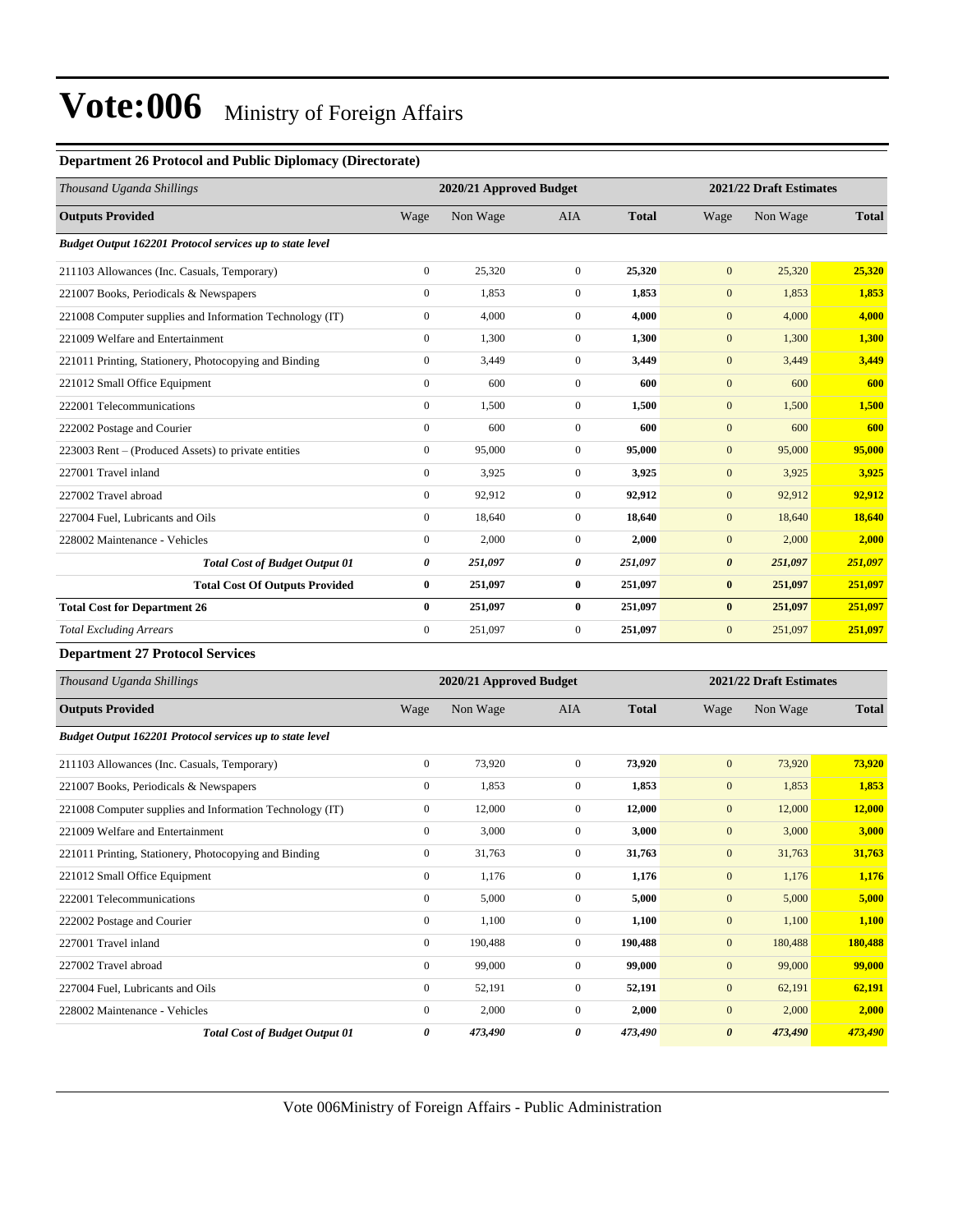# Vote:006 Ministry of Foreign Affairs

### Department 26 Protocol and Public Diplomacy (Directorate)

| Thousand Uganda Shillings | 2020/21 Approved Budget | | | | 2021/22 Draft Estimates | | |
|---|---|---|---|---|---|---|---|
| **Outputs Provided** | Wage | Non Wage | AIA | **Total** | Wage | Non Wage | **Total** |
| ***Budget Output 162201 Protocol services up to state level*** | | | | | | | |
| 211103 Allowances (Inc. Casuals, Temporary) | 0 | 25,320 | 0 | **25,320** | 0 | 25,320 | **25,320** |
| 221007 Books, Periodicals & Newspapers | 0 | 1,853 | 0 | **1,853** | 0 | 1,853 | **1,853** |
| 221008 Computer supplies and Information Technology (IT) | 0 | 4,000 | 0 | **4,000** | 0 | 4,000 | **4,000** |
| 221009 Welfare and Entertainment | 0 | 1,300 | 0 | **1,300** | 0 | 1,300 | **1,300** |
| 221011 Printing, Stationery, Photocopying and Binding | 0 | 3,449 | 0 | **3,449** | 0 | 3,449 | **3,449** |
| 221012 Small Office Equipment | 0 | 600 | 0 | **600** | 0 | 600 | **600** |
| 222001 Telecommunications | 0 | 1,500 | 0 | **1,500** | 0 | 1,500 | **1,500** |
| 222002 Postage and Courier | 0 | 600 | 0 | **600** | 0 | 600 | **600** |
| 223003 Rent – (Produced Assets) to private entities | 0 | 95,000 | 0 | **95,000** | 0 | 95,000 | **95,000** |
| 227001 Travel inland | 0 | 3,925 | 0 | **3,925** | 0 | 3,925 | **3,925** |
| 227002 Travel abroad | 0 | 92,912 | 0 | **92,912** | 0 | 92,912 | **92,912** |
| 227004 Fuel, Lubricants and Oils | 0 | 18,640 | 0 | **18,640** | 0 | 18,640 | **18,640** |
| 228002 Maintenance - Vehicles | 0 | 2,000 | 0 | **2,000** | 0 | 2,000 | **2,000** |
| ***Total Cost of Budget Output 01*** | ***0*** | ***251,097*** | ***0*** | ***251,097*** | ***0*** | ***251,097*** | ***251,097*** |
| **Total Cost Of Outputs Provided** | **0** | **251,097** | **0** | **251,097** | **0** | **251,097** | **251,097** |
| **Total Cost for Department 26** | **0** | **251,097** | **0** | **251,097** | **0** | **251,097** | **251,097** |
| *Total Excluding Arrears* | 0 | 251,097 | 0 | 251,097 | 0 | 251,097 | **251,097** |

### Department 27 Protocol Services

| Thousand Uganda Shillings | 2020/21 Approved Budget | | | | 2021/22 Draft Estimates | | |
|---|---|---|---|---|---|---|---|
| **Outputs Provided** | Wage | Non Wage | AIA | **Total** | Wage | Non Wage | **Total** |
| ***Budget Output 162201 Protocol services up to state level*** | | | | | | | |
| 211103 Allowances (Inc. Casuals, Temporary) | 0 | 73,920 | 0 | **73,920** | 0 | 73,920 | **73,920** |
| 221007 Books, Periodicals & Newspapers | 0 | 1,853 | 0 | **1,853** | 0 | 1,853 | **1,853** |
| 221008 Computer supplies and Information Technology (IT) | 0 | 12,000 | 0 | **12,000** | 0 | 12,000 | **12,000** |
| 221009 Welfare and Entertainment | 0 | 3,000 | 0 | **3,000** | 0 | 3,000 | **3,000** |
| 221011 Printing, Stationery, Photocopying and Binding | 0 | 31,763 | 0 | **31,763** | 0 | 31,763 | **31,763** |
| 221012 Small Office Equipment | 0 | 1,176 | 0 | **1,176** | 0 | 1,176 | **1,176** |
| 222001 Telecommunications | 0 | 5,000 | 0 | **5,000** | 0 | 5,000 | **5,000** |
| 222002 Postage and Courier | 0 | 1,100 | 0 | **1,100** | 0 | 1,100 | **1,100** |
| 227001 Travel inland | 0 | 190,488 | 0 | **190,488** | 0 | 180,488 | **180,488** |
| 227002 Travel abroad | 0 | 99,000 | 0 | **99,000** | 0 | 99,000 | **99,000** |
| 227004 Fuel, Lubricants and Oils | 0 | 52,191 | 0 | **52,191** | 0 | 62,191 | **62,191** |
| 228002 Maintenance - Vehicles | 0 | 2,000 | 0 | **2,000** | 0 | 2,000 | **2,000** |
| ***Total Cost of Budget Output 01*** | ***0*** | ***473,490*** | ***0*** | ***473,490*** | ***0*** | ***473,490*** | ***473,490*** |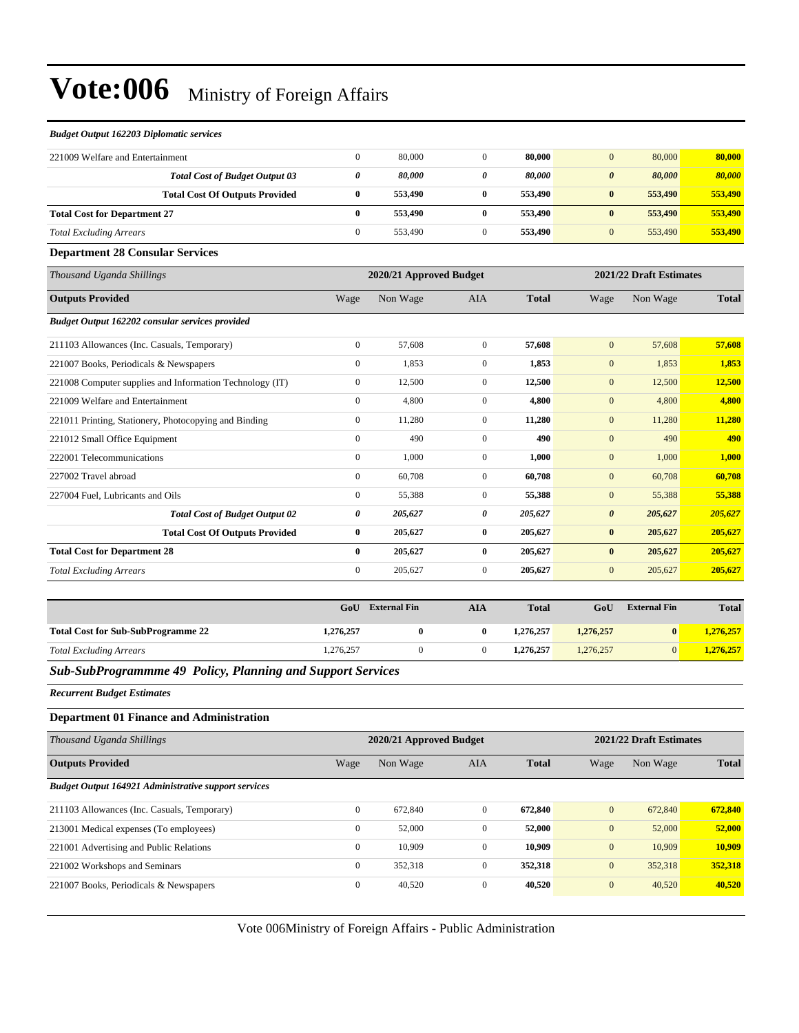# Vote:006 Ministry of Foreign Affairs

| *Budget Output 162203 Diplomatic services* | | | | | | | |
|---|---|---|---|---|---|---|---|
| 221009 Welfare and Entertainment | 0 | 80,000 | 0 | **80,000** | 0 | 80,000 | **80,000** |
| ***Total Cost of Budget Output 03*** | ***0*** | ***80,000*** | ***0*** | ***80,000*** | ***0*** | ***80,000*** | ***80,000*** |
| **Total Cost Of Outputs Provided** | **0** | **553,490** | **0** | **553,490** | **0** | **553,490** | **553,490** |
| **Total Cost for Department 27** | **0** | **553,490** | **0** | **553,490** | **0** | **553,490** | **553,490** |
| *Total Excluding Arrears* | 0 | 553,490 | 0 | **553,490** | 0 | 553,490 | **553,490** |

### Department 28 Consular Services

| *Thousand Uganda Shillings* | 2020/21 Approved Budget | | | | 2021/22 Draft Estimates | | |
|---|---|---|---|---|---|---|---|
| **Outputs Provided** | Wage | Non Wage | AIA | **Total** | Wage | Non Wage | **Total** |
| ***Budget Output 162202 consular services provided*** | | | | | | | |
| 211103 Allowances (Inc. Casuals, Temporary) | 0 | 57,608 | 0 | **57,608** | 0 | 57,608 | **57,608** |
| 221007 Books, Periodicals & Newspapers | 0 | 1,853 | 0 | **1,853** | 0 | 1,853 | **1,853** |
| 221008 Computer supplies and Information Technology (IT) | 0 | 12,500 | 0 | **12,500** | 0 | 12,500 | **12,500** |
| 221009 Welfare and Entertainment | 0 | 4,800 | 0 | **4,800** | 0 | 4,800 | **4,800** |
| 221011 Printing, Stationery, Photocopying and Binding | 0 | 11,280 | 0 | **11,280** | 0 | 11,280 | **11,280** |
| 221012 Small Office Equipment | 0 | 490 | 0 | **490** | 0 | 490 | **490** |
| 222001 Telecommunications | 0 | 1,000 | 0 | **1,000** | 0 | 1,000 | **1,000** |
| 227002 Travel abroad | 0 | 60,708 | 0 | **60,708** | 0 | 60,708 | **60,708** |
| 227004 Fuel, Lubricants and Oils | 0 | 55,388 | 0 | **55,388** | 0 | 55,388 | **55,388** |
| ***Total Cost of Budget Output 02*** | ***0*** | ***205,627*** | ***0*** | ***205,627*** | ***0*** | ***205,627*** | ***205,627*** |
| **Total Cost Of Outputs Provided** | **0** | **205,627** | **0** | **205,627** | **0** | **205,627** | **205,627** |
| **Total Cost for Department 28** | **0** | **205,627** | **0** | **205,627** | **0** | **205,627** | **205,627** |
| *Total Excluding Arrears* | 0 | 205,627 | 0 | **205,627** | 0 | 205,627 | **205,627** |

| | GoU | External Fin | AIA | Total | GoU | External Fin | Total |
|---|---|---|---|---|---|---|---|
| **Total Cost for Sub-SubProgramme 22** | **1,276,257** | **0** | **0** | **1,276,257** | **1,276,257** | **0** | **1,276,257** |
| *Total Excluding Arrears* | 1,276,257 | 0 | 0 | **1,276,257** | 1,276,257 | 0 | **1,276,257** |

## *Sub-SubProgrammme 49 Policy, Planning and Support Services*

***Recurrent Budget Estimates***

### Department 01 Finance and Administration

| *Thousand Uganda Shillings* | 2020/21 Approved Budget | | | | 2021/22 Draft Estimates | | |
|---|---|---|---|---|---|---|---|
| **Outputs Provided** | Wage | Non Wage | AIA | **Total** | Wage | Non Wage | **Total** |
| ***Budget Output 164921 Administrative support services*** | | | | | | | |
| 211103 Allowances (Inc. Casuals, Temporary) | 0 | 672,840 | 0 | **672,840** | 0 | 672,840 | **672,840** |
| 213001 Medical expenses (To employees) | 0 | 52,000 | 0 | **52,000** | 0 | 52,000 | **52,000** |
| 221001 Advertising and Public Relations | 0 | 10,909 | 0 | **10,909** | 0 | 10,909 | **10,909** |
| 221002 Workshops and Seminars | 0 | 352,318 | 0 | **352,318** | 0 | 352,318 | **352,318** |
| 221007 Books, Periodicals & Newspapers | 0 | 40,520 | 0 | **40,520** | 0 | 40,520 | **40,520** |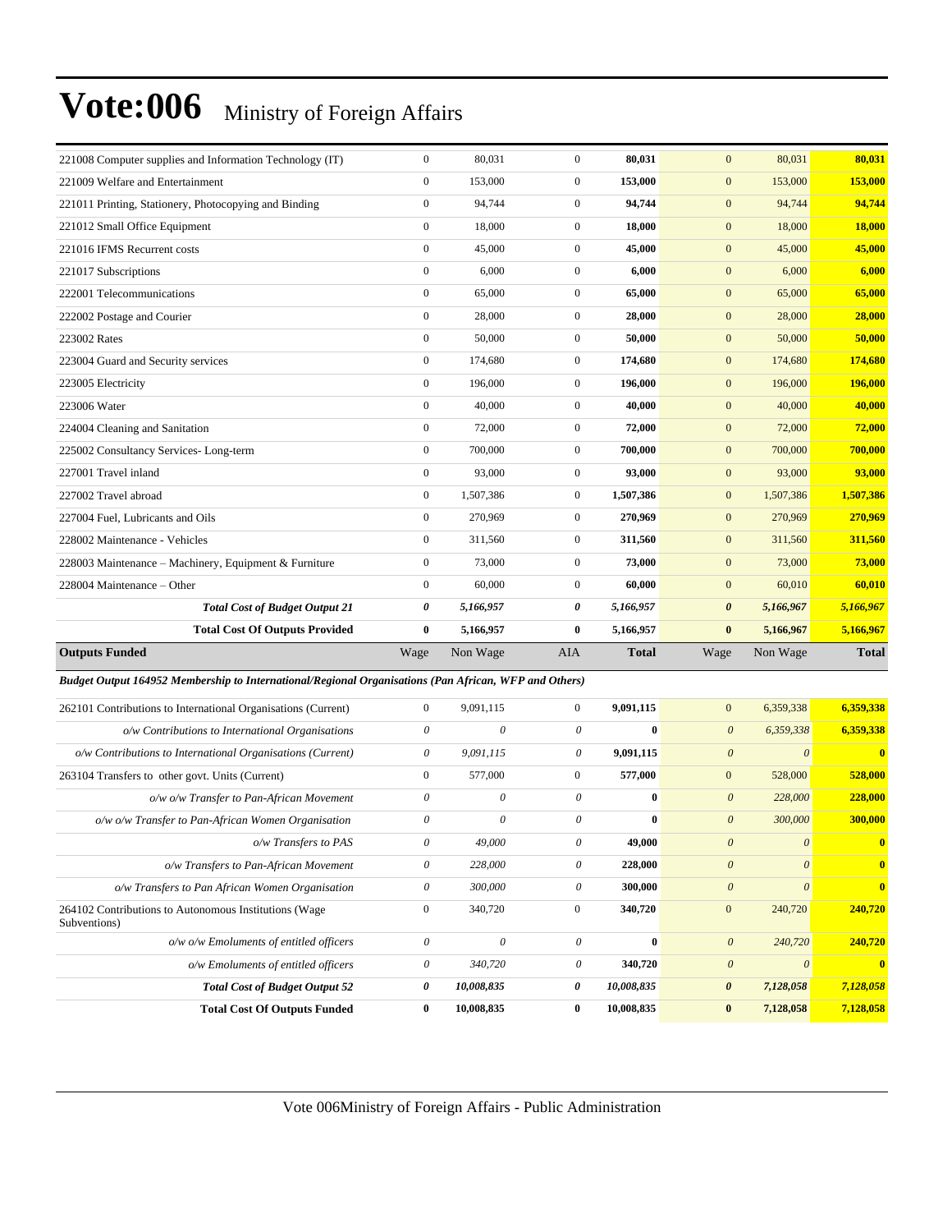# Vote:006 Ministry of Foreign Affairs

| | | | | | | | |
|---|---|---|---|---|---|---|---|
| 221008 Computer supplies and Information Technology (IT) | 0 | 80,031 | 0 | **80,031** | 0 | 80,031 | **80,031** |
| 221009 Welfare and Entertainment | 0 | 153,000 | 0 | **153,000** | 0 | 153,000 | **153,000** |
| 221011 Printing, Stationery, Photocopying and Binding | 0 | 94,744 | 0 | **94,744** | 0 | 94,744 | **94,744** |
| 221012 Small Office Equipment | 0 | 18,000 | 0 | **18,000** | 0 | 18,000 | **18,000** |
| 221016 IFMS Recurrent costs | 0 | 45,000 | 0 | **45,000** | 0 | 45,000 | **45,000** |
| 221017 Subscriptions | 0 | 6,000 | 0 | **6,000** | 0 | 6,000 | **6,000** |
| 222001 Telecommunications | 0 | 65,000 | 0 | **65,000** | 0 | 65,000 | **65,000** |
| 222002 Postage and Courier | 0 | 28,000 | 0 | **28,000** | 0 | 28,000 | **28,000** |
| 223002 Rates | 0 | 50,000 | 0 | **50,000** | 0 | 50,000 | **50,000** |
| 223004 Guard and Security services | 0 | 174,680 | 0 | **174,680** | 0 | 174,680 | **174,680** |
| 223005 Electricity | 0 | 196,000 | 0 | **196,000** | 0 | 196,000 | **196,000** |
| 223006 Water | 0 | 40,000 | 0 | **40,000** | 0 | 40,000 | **40,000** |
| 224004 Cleaning and Sanitation | 0 | 72,000 | 0 | **72,000** | 0 | 72,000 | **72,000** |
| 225002 Consultancy Services- Long-term | 0 | 700,000 | 0 | **700,000** | 0 | 700,000 | **700,000** |
| 227001 Travel inland | 0 | 93,000 | 0 | **93,000** | 0 | 93,000 | **93,000** |
| 227002 Travel abroad | 0 | 1,507,386 | 0 | **1,507,386** | 0 | 1,507,386 | **1,507,386** |
| 227004 Fuel, Lubricants and Oils | 0 | 270,969 | 0 | **270,969** | 0 | 270,969 | **270,969** |
| 228002 Maintenance - Vehicles | 0 | 311,560 | 0 | **311,560** | 0 | 311,560 | **311,560** |
| 228003 Maintenance – Machinery, Equipment & Furniture | 0 | 73,000 | 0 | **73,000** | 0 | 73,000 | **73,000** |
| 228004 Maintenance – Other | 0 | 60,000 | 0 | **60,000** | 0 | 60,010 | **60,010** |
| ***Total Cost of Budget Output 21*** | ***0*** | ***5,166,957*** | ***0*** | ***5,166,957*** | ***0*** | ***5,166,967*** | ***5,166,967*** |
| **Total Cost Of Outputs Provided** | **0** | **5,166,957** | **0** | **5,166,957** | **0** | **5,166,967** | **5,166,967** |
| **Outputs Funded** | Wage | Non Wage | AIA | **Total** | Wage | Non Wage | **Total** |
| ***Budget Output 164952 Membership to International/Regional Organisations (Pan African, WFP and Others)*** | | | | | | | |
| 262101 Contributions to International Organisations (Current) | 0 | 9,091,115 | 0 | **9,091,115** | 0 | 6,359,338 | **6,359,338** |
| *o/w Contributions to International Organisations* | *0* | *0* | *0* | **0** | *0* | *6,359,338* | **6,359,338** |
| *o/w Contributions to International Organisations (Current)* | *0* | *9,091,115* | *0* | **9,091,115** | *0* | *0* | **0** |
| 263104 Transfers to other govt. Units (Current) | 0 | 577,000 | 0 | **577,000** | 0 | 528,000 | **528,000** |
| *o/w o/w Transfer to Pan-African Movement* | *0* | *0* | *0* | **0** | *0* | *228,000* | **228,000** |
| *o/w o/w Transfer to Pan-African Women Organisation* | *0* | *0* | *0* | **0** | *0* | *300,000* | **300,000** |
| *o/w Transfers to PAS* | *0* | *49,000* | *0* | **49,000** | *0* | *0* | **0** |
| *o/w Transfers to Pan-African Movement* | *0* | *228,000* | *0* | **228,000** | *0* | *0* | **0** |
| *o/w Transfers to Pan African Women Organisation* | *0* | *300,000* | *0* | **300,000** | *0* | *0* | **0** |
| 264102 Contributions to Autonomous Institutions (Wage Subventions) | 0 | 340,720 | 0 | **340,720** | 0 | 240,720 | **240,720** |
| *o/w o/w Emoluments of entitled officers* | *0* | *0* | *0* | **0** | *0* | *240,720* | **240,720** |
| *o/w Emoluments of entitled officers* | *0* | *340,720* | *0* | **340,720** | *0* | *0* | **0** |
| ***Total Cost of Budget Output 52*** | ***0*** | ***10,008,835*** | ***0*** | ***10,008,835*** | ***0*** | ***7,128,058*** | ***7,128,058*** |
| **Total Cost Of Outputs Funded** | **0** | **10,008,835** | **0** | **10,008,835** | **0** | **7,128,058** | **7,128,058** |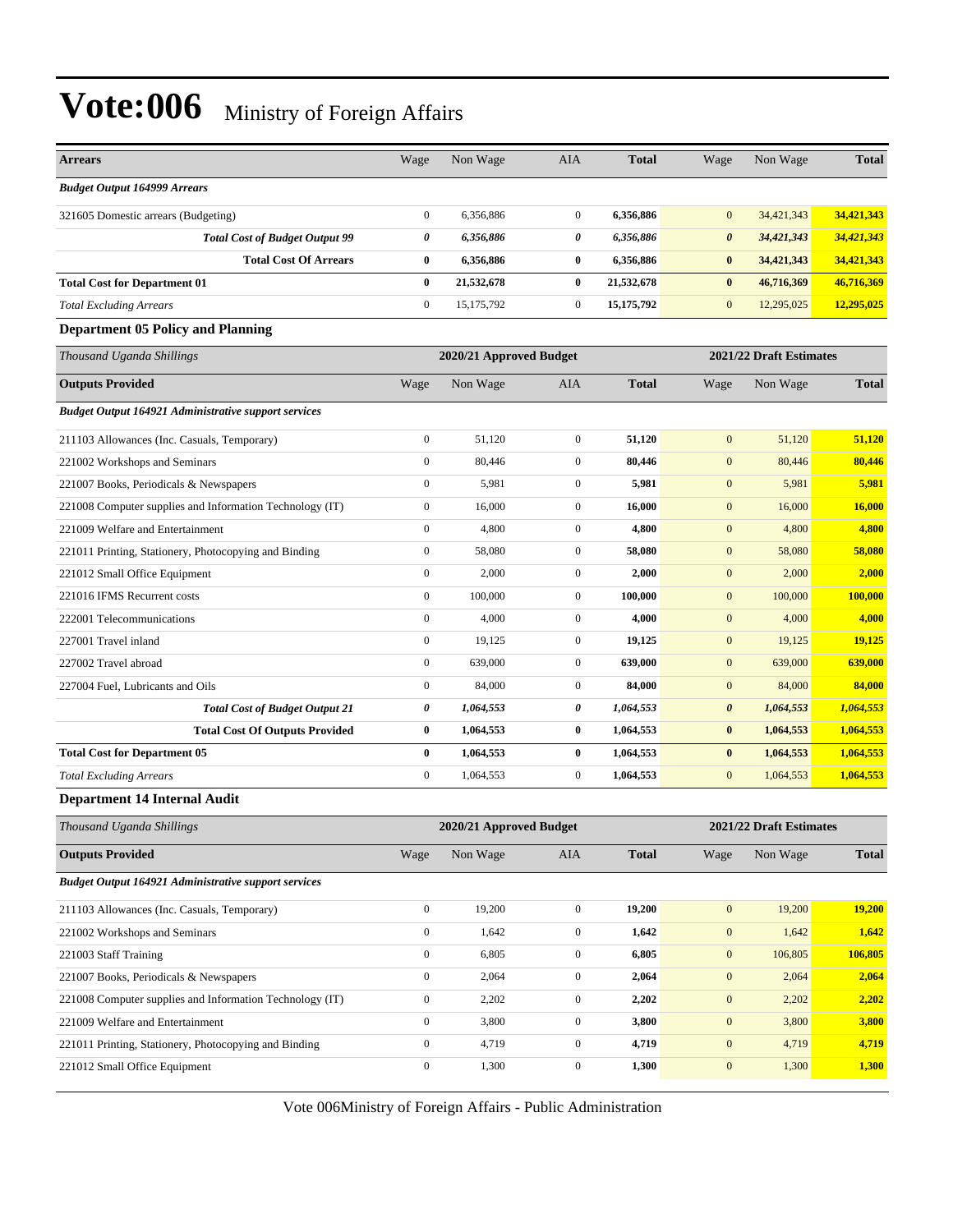# Vote:006 Ministry of Foreign Affairs

| Arrears | Wage | Non Wage | AIA | Total | Wage | Non Wage | Total |
|---|---|---|---|---|---|---|---|
| ***Budget Output 164999 Arrears*** | | | | | | | |
| 321605 Domestic arrears (Budgeting) | 0 | 6,356,886 | 0 | **6,356,886** | 0 | 34,421,343 | **34,421,343** |
| ***Total Cost of Budget Output 99*** | ***0*** | ***6,356,886*** | ***0*** | ***6,356,886*** | ***0*** | ***34,421,343*** | ***34,421,343*** |
| **Total Cost Of Arrears** | **0** | **6,356,886** | **0** | **6,356,886** | **0** | **34,421,343** | **34,421,343** |
| **Total Cost for Department 01** | **0** | **21,532,678** | **0** | **21,532,678** | **0** | **46,716,369** | **46,716,369** |
| *Total Excluding Arrears* | 0 | 15,175,792 | 0 | **15,175,792** | 0 | 12,295,025 | **12,295,025** |

### Department 05 Policy and Planning

| *Thousand Uganda Shillings* | 2020/21 Approved Budget | | | | 2021/22 Draft Estimates | | |
|---|---|---|---|---|---|---|---|
| **Outputs Provided** | Wage | Non Wage | AIA | **Total** | Wage | Non Wage | **Total** |
| ***Budget Output 164921 Administrative support services*** | | | | | | | |
| 211103 Allowances (Inc. Casuals, Temporary) | 0 | 51,120 | 0 | **51,120** | 0 | 51,120 | **51,120** |
| 221002 Workshops and Seminars | 0 | 80,446 | 0 | **80,446** | 0 | 80,446 | **80,446** |
| 221007 Books, Periodicals & Newspapers | 0 | 5,981 | 0 | **5,981** | 0 | 5,981 | **5,981** |
| 221008 Computer supplies and Information Technology (IT) | 0 | 16,000 | 0 | **16,000** | 0 | 16,000 | **16,000** |
| 221009 Welfare and Entertainment | 0 | 4,800 | 0 | **4,800** | 0 | 4,800 | **4,800** |
| 221011 Printing, Stationery, Photocopying and Binding | 0 | 58,080 | 0 | **58,080** | 0 | 58,080 | **58,080** |
| 221012 Small Office Equipment | 0 | 2,000 | 0 | **2,000** | 0 | 2,000 | **2,000** |
| 221016 IFMS Recurrent costs | 0 | 100,000 | 0 | **100,000** | 0 | 100,000 | **100,000** |
| 222001 Telecommunications | 0 | 4,000 | 0 | **4,000** | 0 | 4,000 | **4,000** |
| 227001 Travel inland | 0 | 19,125 | 0 | **19,125** | 0 | 19,125 | **19,125** |
| 227002 Travel abroad | 0 | 639,000 | 0 | **639,000** | 0 | 639,000 | **639,000** |
| 227004 Fuel, Lubricants and Oils | 0 | 84,000 | 0 | **84,000** | 0 | 84,000 | **84,000** |
| ***Total Cost of Budget Output 21*** | ***0*** | ***1,064,553*** | ***0*** | ***1,064,553*** | ***0*** | ***1,064,553*** | ***1,064,553*** |
| **Total Cost Of Outputs Provided** | **0** | **1,064,553** | **0** | **1,064,553** | **0** | **1,064,553** | **1,064,553** |
| **Total Cost for Department 05** | **0** | **1,064,553** | **0** | **1,064,553** | **0** | **1,064,553** | **1,064,553** |
| *Total Excluding Arrears* | 0 | 1,064,553 | 0 | **1,064,553** | 0 | 1,064,553 | **1,064,553** |

### Department 14 Internal Audit

| *Thousand Uganda Shillings* | 2020/21 Approved Budget | | | | 2021/22 Draft Estimates | | |
|---|---|---|---|---|---|---|---|
| **Outputs Provided** | Wage | Non Wage | AIA | **Total** | Wage | Non Wage | **Total** |
| ***Budget Output 164921 Administrative support services*** | | | | | | | |
| 211103 Allowances (Inc. Casuals, Temporary) | 0 | 19,200 | 0 | **19,200** | 0 | 19,200 | **19,200** |
| 221002 Workshops and Seminars | 0 | 1,642 | 0 | **1,642** | 0 | 1,642 | **1,642** |
| 221003 Staff Training | 0 | 6,805 | 0 | **6,805** | 0 | 106,805 | **106,805** |
| 221007 Books, Periodicals & Newspapers | 0 | 2,064 | 0 | **2,064** | 0 | 2,064 | **2,064** |
| 221008 Computer supplies and Information Technology (IT) | 0 | 2,202 | 0 | **2,202** | 0 | 2,202 | **2,202** |
| 221009 Welfare and Entertainment | 0 | 3,800 | 0 | **3,800** | 0 | 3,800 | **3,800** |
| 221011 Printing, Stationery, Photocopying and Binding | 0 | 4,719 | 0 | **4,719** | 0 | 4,719 | **4,719** |
| 221012 Small Office Equipment | 0 | 1,300 | 0 | **1,300** | 0 | 1,300 | **1,300** |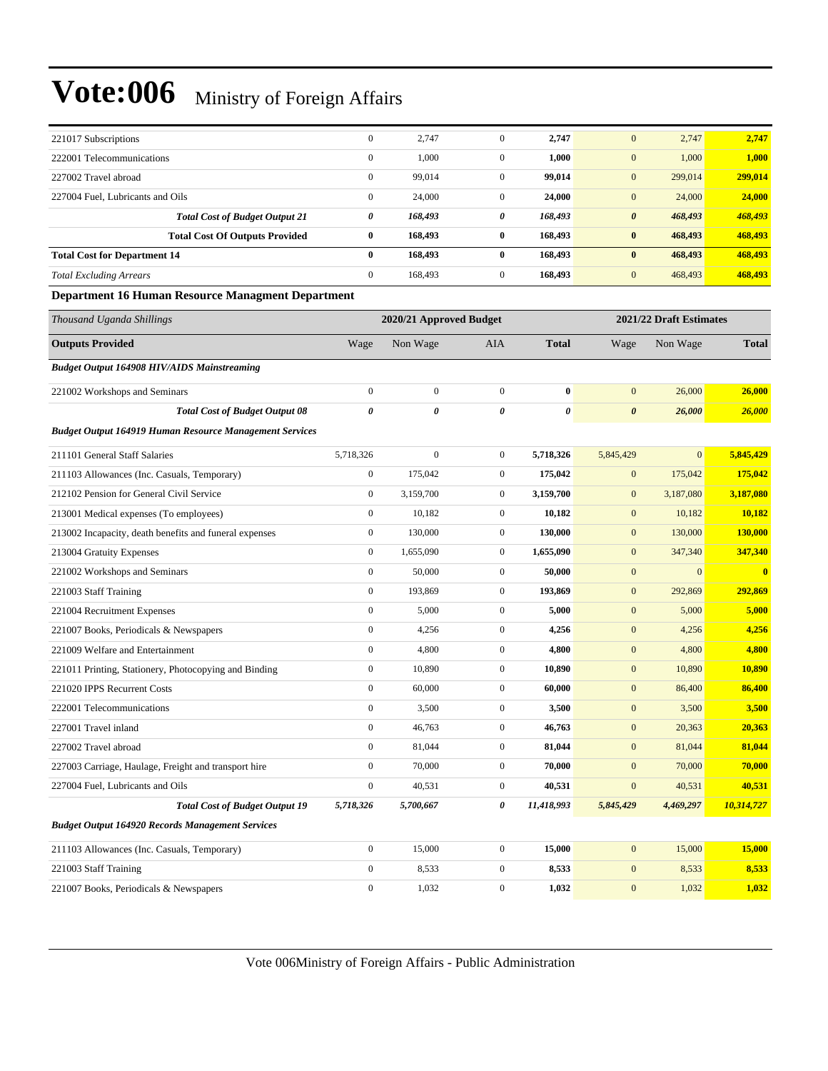# Vote:006 Ministry of Foreign Affairs

| | | | | | | | |
|---|---|---|---|---|---|---|---|
| 221017 Subscriptions | 0 | 2,747 | 0 | **2,747** | 0 | 2,747 | **2,747** |
| 222001 Telecommunications | 0 | 1,000 | 0 | **1,000** | 0 | 1,000 | **1,000** |
| 227002 Travel abroad | 0 | 99,014 | 0 | **99,014** | 0 | 299,014 | **299,014** |
| 227004 Fuel, Lubricants and Oils | 0 | 24,000 | 0 | **24,000** | 0 | 24,000 | **24,000** |
| ***Total Cost of Budget Output 21*** | ***0*** | ***168,493*** | ***0*** | ***168,493*** | ***0*** | ***468,493*** | ***468,493*** |
| **Total Cost Of Outputs Provided** | **0** | **168,493** | **0** | **168,493** | **0** | **468,493** | **468,493** |
| **Total Cost for Department 14** | **0** | **168,493** | **0** | **168,493** | **0** | **468,493** | **468,493** |
| *Total Excluding Arrears* | 0 | 168,493 | 0 | **168,493** | 0 | 468,493 | **468,493** |

**Department 16 Human Resource Managment Department**

| *Thousand Uganda Shillings* | 2020/21 Approved Budget | | | | 2021/22 Draft Estimates | | |
|---|---|---|---|---|---|---|---|
| **Outputs Provided** | Wage | Non Wage | AIA | **Total** | Wage | Non Wage | **Total** |
| ***Budget Output 164908 HIV/AIDS Mainstreaming*** | | | | | | | |
| 221002 Workshops and Seminars | 0 | 0 | 0 | **0** | 0 | 26,000 | **26,000** |
| ***Total Cost of Budget Output 08*** | ***0*** | ***0*** | ***0*** | ***0*** | ***0*** | ***26,000*** | ***26,000*** |
| ***Budget Output 164919 Human Resource Management Services*** | | | | | | | |
| 211101 General Staff Salaries | 5,718,326 | 0 | 0 | **5,718,326** | 5,845,429 | 0 | **5,845,429** |
| 211103 Allowances (Inc. Casuals, Temporary) | 0 | 175,042 | 0 | **175,042** | 0 | 175,042 | **175,042** |
| 212102 Pension for General Civil Service | 0 | 3,159,700 | 0 | **3,159,700** | 0 | 3,187,080 | **3,187,080** |
| 213001 Medical expenses (To employees) | 0 | 10,182 | 0 | **10,182** | 0 | 10,182 | **10,182** |
| 213002 Incapacity, death benefits and funeral expenses | 0 | 130,000 | 0 | **130,000** | 0 | 130,000 | **130,000** |
| 213004 Gratuity Expenses | 0 | 1,655,090 | 0 | **1,655,090** | 0 | 347,340 | **347,340** |
| 221002 Workshops and Seminars | 0 | 50,000 | 0 | **50,000** | 0 | 0 | **0** |
| 221003 Staff Training | 0 | 193,869 | 0 | **193,869** | 0 | 292,869 | **292,869** |
| 221004 Recruitment Expenses | 0 | 5,000 | 0 | **5,000** | 0 | 5,000 | **5,000** |
| 221007 Books, Periodicals & Newspapers | 0 | 4,256 | 0 | **4,256** | 0 | 4,256 | **4,256** |
| 221009 Welfare and Entertainment | 0 | 4,800 | 0 | **4,800** | 0 | 4,800 | **4,800** |
| 221011 Printing, Stationery, Photocopying and Binding | 0 | 10,890 | 0 | **10,890** | 0 | 10,890 | **10,890** |
| 221020 IPPS Recurrent Costs | 0 | 60,000 | 0 | **60,000** | 0 | 86,400 | **86,400** |
| 222001 Telecommunications | 0 | 3,500 | 0 | **3,500** | 0 | 3,500 | **3,500** |
| 227001 Travel inland | 0 | 46,763 | 0 | **46,763** | 0 | 20,363 | **20,363** |
| 227002 Travel abroad | 0 | 81,044 | 0 | **81,044** | 0 | 81,044 | **81,044** |
| 227003 Carriage, Haulage, Freight and transport hire | 0 | 70,000 | 0 | **70,000** | 0 | 70,000 | **70,000** |
| 227004 Fuel, Lubricants and Oils | 0 | 40,531 | 0 | **40,531** | 0 | 40,531 | **40,531** |
| ***Total Cost of Budget Output 19*** | ***5,718,326*** | ***5,700,667*** | ***0*** | ***11,418,993*** | ***5,845,429*** | ***4,469,297*** | ***10,314,727*** |
| ***Budget Output 164920 Records Management Services*** | | | | | | | |
| 211103 Allowances (Inc. Casuals, Temporary) | 0 | 15,000 | 0 | **15,000** | 0 | 15,000 | **15,000** |
| 221003 Staff Training | 0 | 8,533 | 0 | **8,533** | 0 | 8,533 | **8,533** |
| 221007 Books, Periodicals & Newspapers | 0 | 1,032 | 0 | **1,032** | 0 | 1,032 | **1,032** |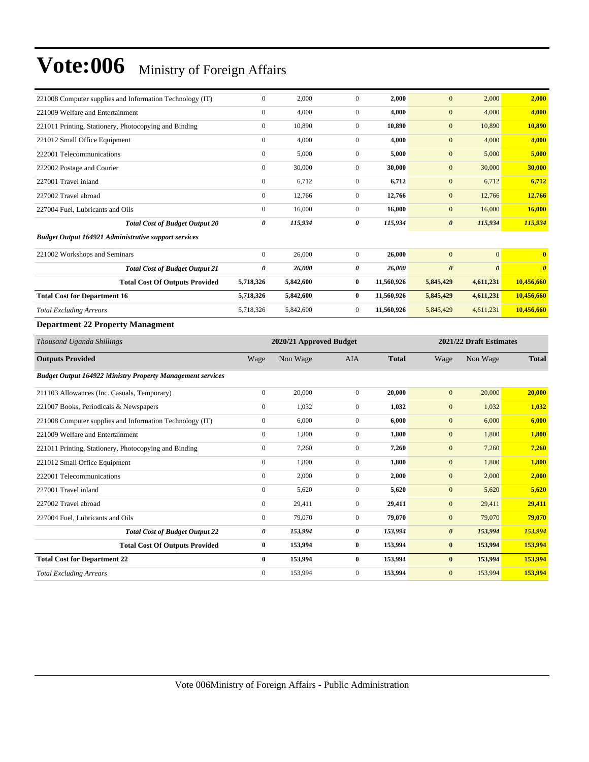| | | | | | | | |
|---|---|---|---|---|---|---|---|
| 221008 Computer supplies and Information Technology (IT) | 0 | 2,000 | 0 | **2,000** | 0 | 2,000 | **2,000** |
| 221009 Welfare and Entertainment | 0 | 4,000 | 0 | **4,000** | 0 | 4,000 | **4,000** |
| 221011 Printing, Stationery, Photocopying and Binding | 0 | 10,890 | 0 | **10,890** | 0 | 10,890 | **10,890** |
| 221012 Small Office Equipment | 0 | 4,000 | 0 | **4,000** | 0 | 4,000 | **4,000** |
| 222001 Telecommunications | 0 | 5,000 | 0 | **5,000** | 0 | 5,000 | **5,000** |
| 222002 Postage and Courier | 0 | 30,000 | 0 | **30,000** | 0 | 30,000 | **30,000** |
| 227001 Travel inland | 0 | 6,712 | 0 | **6,712** | 0 | 6,712 | **6,712** |
| 227002 Travel abroad | 0 | 12,766 | 0 | **12,766** | 0 | 12,766 | **12,766** |
| 227004 Fuel, Lubricants and Oils | 0 | 16,000 | 0 | **16,000** | 0 | 16,000 | **16,000** |
| ***Total Cost of Budget Output 20*** | ***0*** | ***115,934*** | ***0*** | ***115,934*** | ***0*** | ***115,934*** | ***115,934*** |
| ***Budget Output 164921 Administrative support services*** | | | | | | | |
| 221002 Workshops and Seminars | 0 | 26,000 | 0 | **26,000** | 0 | 0 | **0** |
| ***Total Cost of Budget Output 21*** | ***0*** | ***26,000*** | ***0*** | ***26,000*** | ***0*** | ***0*** | ***0*** |
| **Total Cost Of Outputs Provided** | **5,718,326** | **5,842,600** | **0** | **11,560,926** | **5,845,429** | **4,611,231** | **10,456,660** |
| **Total Cost for Department 16** | **5,718,326** | **5,842,600** | **0** | **11,560,926** | **5,845,429** | **4,611,231** | **10,456,660** |
| *Total Excluding Arrears* | 5,718,326 | 5,842,600 | 0 | **11,560,926** | 5,845,429 | 4,611,231 | **10,456,660** |

### Department 22 Property Managment

| *Thousand Uganda Shillings* | 2020/21 Approved Budget | | | | 2021/22 Draft Estimates | | |
|---|---|---|---|---|---|---|---|
| **Outputs Provided** | Wage | Non Wage | AIA | **Total** | Wage | Non Wage | **Total** |
| ***Budget Output 164922 Ministry Property Management services*** | | | | | | | |
| 211103 Allowances (Inc. Casuals, Temporary) | 0 | 20,000 | 0 | **20,000** | 0 | 20,000 | **20,000** |
| 221007 Books, Periodicals & Newspapers | 0 | 1,032 | 0 | **1,032** | 0 | 1,032 | **1,032** |
| 221008 Computer supplies and Information Technology (IT) | 0 | 6,000 | 0 | **6,000** | 0 | 6,000 | **6,000** |
| 221009 Welfare and Entertainment | 0 | 1,800 | 0 | **1,800** | 0 | 1,800 | **1,800** |
| 221011 Printing, Stationery, Photocopying and Binding | 0 | 7,260 | 0 | **7,260** | 0 | 7,260 | **7,260** |
| 221012 Small Office Equipment | 0 | 1,800 | 0 | **1,800** | 0 | 1,800 | **1,800** |
| 222001 Telecommunications | 0 | 2,000 | 0 | **2,000** | 0 | 2,000 | **2,000** |
| 227001 Travel inland | 0 | 5,620 | 0 | **5,620** | 0 | 5,620 | **5,620** |
| 227002 Travel abroad | 0 | 29,411 | 0 | **29,411** | 0 | 29,411 | **29,411** |
| 227004 Fuel, Lubricants and Oils | 0 | 79,070 | 0 | **79,070** | 0 | 79,070 | **79,070** |
| ***Total Cost of Budget Output 22*** | ***0*** | ***153,994*** | ***0*** | ***153,994*** | ***0*** | ***153,994*** | ***153,994*** |
| **Total Cost Of Outputs Provided** | **0** | **153,994** | **0** | **153,994** | **0** | **153,994** | **153,994** |
| **Total Cost for Department 22** | **0** | **153,994** | **0** | **153,994** | **0** | **153,994** | **153,994** |
| *Total Excluding Arrears* | 0 | 153,994 | 0 | **153,994** | 0 | 153,994 | **153,994** |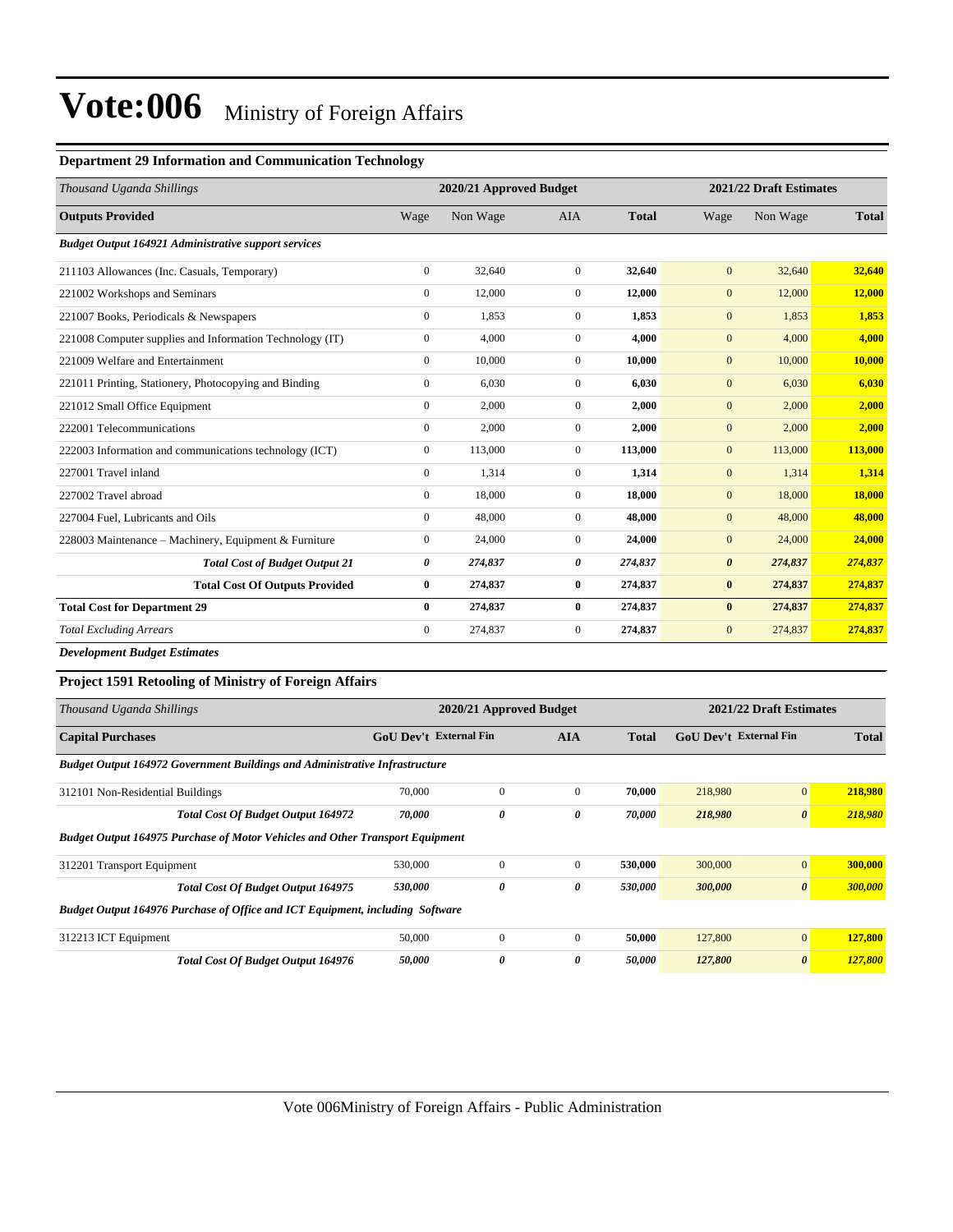# Vote:006 Ministry of Foreign Affairs

### Department 29 Information and Communication Technology

| *Thousand Uganda Shillings* | 2020/21 Approved Budget | | | | 2021/22 Draft Estimates | | |
|---|---|---|---|---|---|---|---|
| **Outputs Provided** | Wage | Non Wage | AIA | **Total** | Wage | Non Wage | **Total** |
| ***Budget Output 164921 Administrative support services*** | | | | | | | |
| 211103 Allowances (Inc. Casuals, Temporary) | 0 | 32,640 | 0 | **32,640** | 0 | 32,640 | **32,640** |
| 221002 Workshops and Seminars | 0 | 12,000 | 0 | **12,000** | 0 | 12,000 | **12,000** |
| 221007 Books, Periodicals & Newspapers | 0 | 1,853 | 0 | **1,853** | 0 | 1,853 | **1,853** |
| 221008 Computer supplies and Information Technology (IT) | 0 | 4,000 | 0 | **4,000** | 0 | 4,000 | **4,000** |
| 221009 Welfare and Entertainment | 0 | 10,000 | 0 | **10,000** | 0 | 10,000 | **10,000** |
| 221011 Printing, Stationery, Photocopying and Binding | 0 | 6,030 | 0 | **6,030** | 0 | 6,030 | **6,030** |
| 221012 Small Office Equipment | 0 | 2,000 | 0 | **2,000** | 0 | 2,000 | **2,000** |
| 222001 Telecommunications | 0 | 2,000 | 0 | **2,000** | 0 | 2,000 | **2,000** |
| 222003 Information and communications technology (ICT) | 0 | 113,000 | 0 | **113,000** | 0 | 113,000 | **113,000** |
| 227001 Travel inland | 0 | 1,314 | 0 | **1,314** | 0 | 1,314 | **1,314** |
| 227002 Travel abroad | 0 | 18,000 | 0 | **18,000** | 0 | 18,000 | **18,000** |
| 227004 Fuel, Lubricants and Oils | 0 | 48,000 | 0 | **48,000** | 0 | 48,000 | **48,000** |
| 228003 Maintenance – Machinery, Equipment & Furniture | 0 | 24,000 | 0 | **24,000** | 0 | 24,000 | **24,000** |
| ***Total Cost of Budget Output 21*** | ***0*** | ***274,837*** | ***0*** | ***274,837*** | ***0*** | ***274,837*** | ***274,837*** |
| **Total Cost Of Outputs Provided** | **0** | **274,837** | **0** | **274,837** | **0** | **274,837** | **274,837** |
| **Total Cost for Department 29** | **0** | **274,837** | **0** | **274,837** | **0** | **274,837** | **274,837** |
| *Total Excluding Arrears* | 0 | 274,837 | 0 | **274,837** | 0 | 274,837 | **274,837** |

***Development Budget Estimates***

### Project 1591 Retooling of Ministry of Foreign Affairs

| *Thousand Uganda Shillings* | 2020/21 Approved Budget | | | | 2021/22 Draft Estimates | | |
|---|---|---|---|---|---|---|---|
| **Capital Purchases** | **GoU Dev't** | **External Fin** | **AIA** | **Total** | **GoU Dev't** | **External Fin** | **Total** |
| ***Budget Output 164972 Government Buildings and Administrative Infrastructure*** | | | | | | | |
| 312101 Non-Residential Buildings | 70,000 | 0 | 0 | **70,000** | 218,980 | 0 | **218,980** |
| ***Total Cost Of Budget Output 164972*** | ***70,000*** | ***0*** | ***0*** | ***70,000*** | ***218,980*** | ***0*** | ***218,980*** |
| ***Budget Output 164975 Purchase of Motor Vehicles and Other Transport Equipment*** | | | | | | | |
| 312201 Transport Equipment | 530,000 | 0 | 0 | **530,000** | 300,000 | 0 | **300,000** |
| ***Total Cost Of Budget Output 164975*** | ***530,000*** | ***0*** | ***0*** | ***530,000*** | ***300,000*** | ***0*** | ***300,000*** |
| ***Budget Output 164976 Purchase of Office and ICT Equipment, including Software*** | | | | | | | |
| 312213 ICT Equipment | 50,000 | 0 | 0 | **50,000** | 127,800 | 0 | **127,800** |
| ***Total Cost Of Budget Output 164976*** | ***50,000*** | ***0*** | ***0*** | ***50,000*** | ***127,800*** | ***0*** | ***127,800*** |

Vote 006Ministry of Foreign Affairs - Public Administration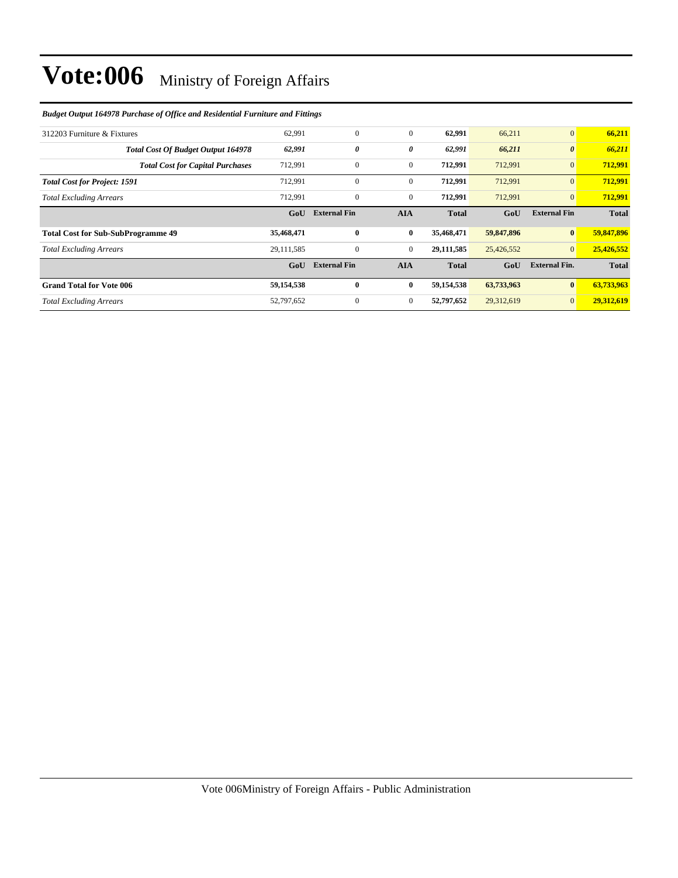# Vote:006 Ministry of Foreign Affairs

*Budget Output 164978 Purchase of Office and Residential Furniture and Fittings*

| | | | | | | | |
|---|---|---|---|---|---|---|---|
| 312203 Furniture & Fixtures | 62,991 | 0 | 0 | **62,991** | 66,211 | 0 | **66,211** |
| ***Total Cost Of Budget Output 164978*** | ***62,991*** | ***0*** | ***0*** | ***62,991*** | ***66,211*** | ***0*** | ***66,211*** |
| ***Total Cost for Capital Purchases*** | 712,991 | 0 | 0 | **712,991** | 712,991 | 0 | **712,991** |
| ***Total Cost for Project: 1591*** | 712,991 | 0 | 0 | **712,991** | 712,991 | 0 | **712,991** |
| *Total Excluding Arrears* | 712,991 | 0 | 0 | **712,991** | 712,991 | 0 | **712,991** |
| | **GoU** | **External Fin** | **AIA** | **Total** | **GoU** | **External Fin** | **Total** |
| **Total Cost for Sub-SubProgramme 49** | **35,468,471** | **0** | **0** | **35,468,471** | **59,847,896** | **0** | **59,847,896** |
| *Total Excluding Arrears* | 29,111,585 | 0 | 0 | **29,111,585** | 25,426,552 | 0 | **25,426,552** |
| | **GoU** | **External Fin** | **AIA** | **Total** | **GoU** | **External Fin.** | **Total** |
| **Grand Total for Vote 006** | **59,154,538** | **0** | **0** | **59,154,538** | **63,733,963** | **0** | **63,733,963** |
| *Total Excluding Arrears* | 52,797,652 | 0 | 0 | **52,797,652** | 29,312,619 | 0 | **29,312,619** |